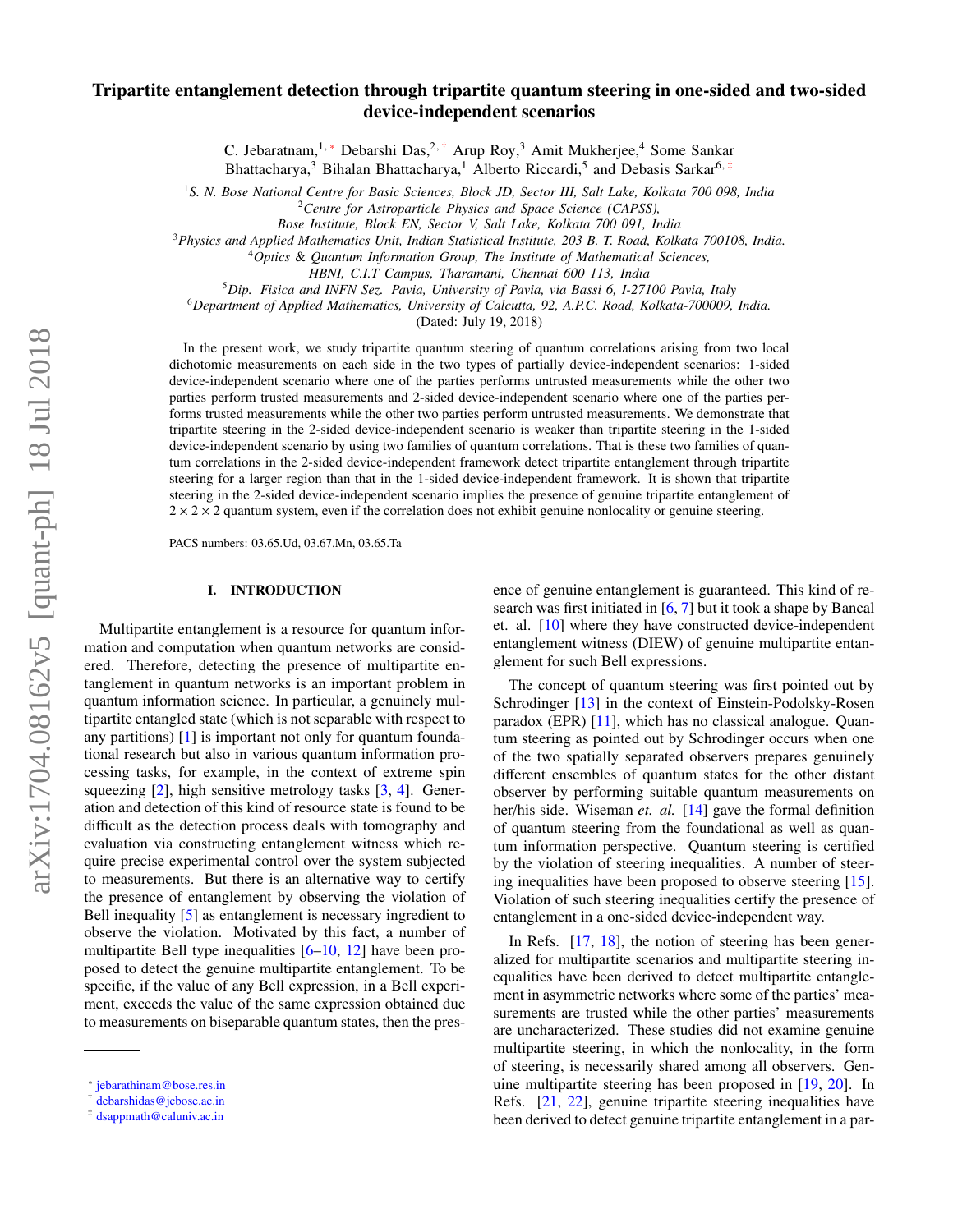# Tripartite entanglement detection through tripartite quantum steering in one-sided and two-sided device-independent scenarios

C. Jebaratnam,[1,*] Debarshi Das,[2,†] Arup Roy,[3] Amit Mukherjee,[4] Some Sankar Bhattacharya,[3] Bihalan Bhattacharya,[1] Alberto Riccardi,[5] and Debasis Sarkar[6,‡]

[1] *S. N. Bose National Centre for Basic Sciences, Block JD, Sector III, Salt Lake, Kolkata 700 098, India*
[2] *Centre for Astroparticle Physics and Space Science (CAPSS), Bose Institute, Block EN, Sector V, Salt Lake, Kolkata 700 091, India*
[3] *Physics and Applied Mathematics Unit, Indian Statistical Institute, 203 B. T. Road, Kolkata 700108, India.*
[4] *Optics & Quantum Information Group, The Institute of Mathematical Sciences, HBNI, C.I.T Campus, Tharamani, Chennai 600 113, India*
[5] *Dip. Fisica and INFN Sez. Pavia, University of Pavia, via Bassi 6, I-27100 Pavia, Italy*
[6] *Department of Applied Mathematics, University of Calcutta, 92, A.P.C. Road, Kolkata-700009, India.*

(Dated: July 19, 2018)

In the present work, we study tripartite quantum steering of quantum correlations arising from two local dichotomic measurements on each side in the two types of partially device-independent scenarios: 1-sided device-independent scenario where one of the parties performs untrusted measurements while the other two parties perform trusted measurements and 2-sided device-independent scenario where one of the parties performs trusted measurements while the other two parties perform untrusted measurements. We demonstrate that tripartite steering in the 2-sided device-independent scenario is weaker than tripartite steering in the 1-sided device-independent scenario by using two families of quantum correlations. That is these two families of quantum correlations in the 2-sided device-independent framework detect tripartite entanglement through tripartite steering for a larger region than that in the 1-sided device-independent framework. It is shown that tripartite steering in the 2-sided device-independent scenario implies the presence of genuine tripartite entanglement of $2 \times 2 \times 2$ quantum system, even if the correlation does not exhibit genuine nonlocality or genuine steering.

PACS numbers: 03.65.Ud, 03.67.Mn, 03.65.Ta

## I. INTRODUCTION

Multipartite entanglement is a resource for quantum information and computation when quantum networks are considered. Therefore, detecting the presence of multipartite entanglement in quantum networks is an important problem in quantum information science. In particular, a genuinely multipartite entangled state (which is not separable with respect to any partitions) [1] is important not only for quantum foundational research but also in various quantum information processing tasks, for example, in the context of extreme spin squeezing [2], high sensitive metrology tasks [3, 4]. Generation and detection of this kind of resource state is found to be difficult as the detection process deals with tomography and evaluation via constructing entanglement witness which require precise experimental control over the system subjected to measurements. But there is an alternative way to certify the presence of entanglement by observing the violation of Bell inequality [5] as entanglement is necessary ingredient to observe the violation. Motivated by this fact, a number of multipartite Bell type inequalities [6–10, 12] have been proposed to detect the genuine multipartite entanglement. To be specific, if the value of any Bell expression, in a Bell experiment, exceeds the value of the same expression obtained due to measurements on biseparable quantum states, then the presence of genuine entanglement is guaranteed. This kind of research was first initiated in [6, 7] but it took a shape by Bancal et. al. [10] where they have constructed device-independent entanglement witness (DIEW) of genuine multipartite entanglement for such Bell expressions.

The concept of quantum steering was first pointed out by Schrodinger [13] in the context of Einstein-Podolsky-Rosen paradox (EPR) [11], which has no classical analogue. Quantum steering as pointed out by Schrodinger occurs when one of the two spatially separated observers prepares genuinely different ensembles of quantum states for the other distant observer by performing suitable quantum measurements on her/his side. Wiseman *et. al.* [14] gave the formal definition of quantum steering from the foundational as well as quantum information perspective. Quantum steering is certified by the violation of steering inequalities. A number of steering inequalities have been proposed to observe steering [15]. Violation of such steering inequalities certify the presence of entanglement in a one-sided device-independent way.

In Refs. [17, 18], the notion of steering has been generalized for multipartite scenarios and multipartite steering inequalities have been derived to detect multipartite entanglement in asymmetric networks where some of the parties' measurements are trusted while the other parties' measurements are uncharacterized. These studies did not examine genuine multipartite steering, in which the nonlocality, in the form of steering, is necessarily shared among all observers. Genuine multipartite steering has been proposed in [19, 20]. In Refs. [21, 22], genuine tripartite steering inequalities have been derived to detect genuine tripartite entanglement in a par-

* jebarathinam@bose.res.in
† debarshidas@jcbose.ac.in
‡ dsappmath@caluniv.ac.in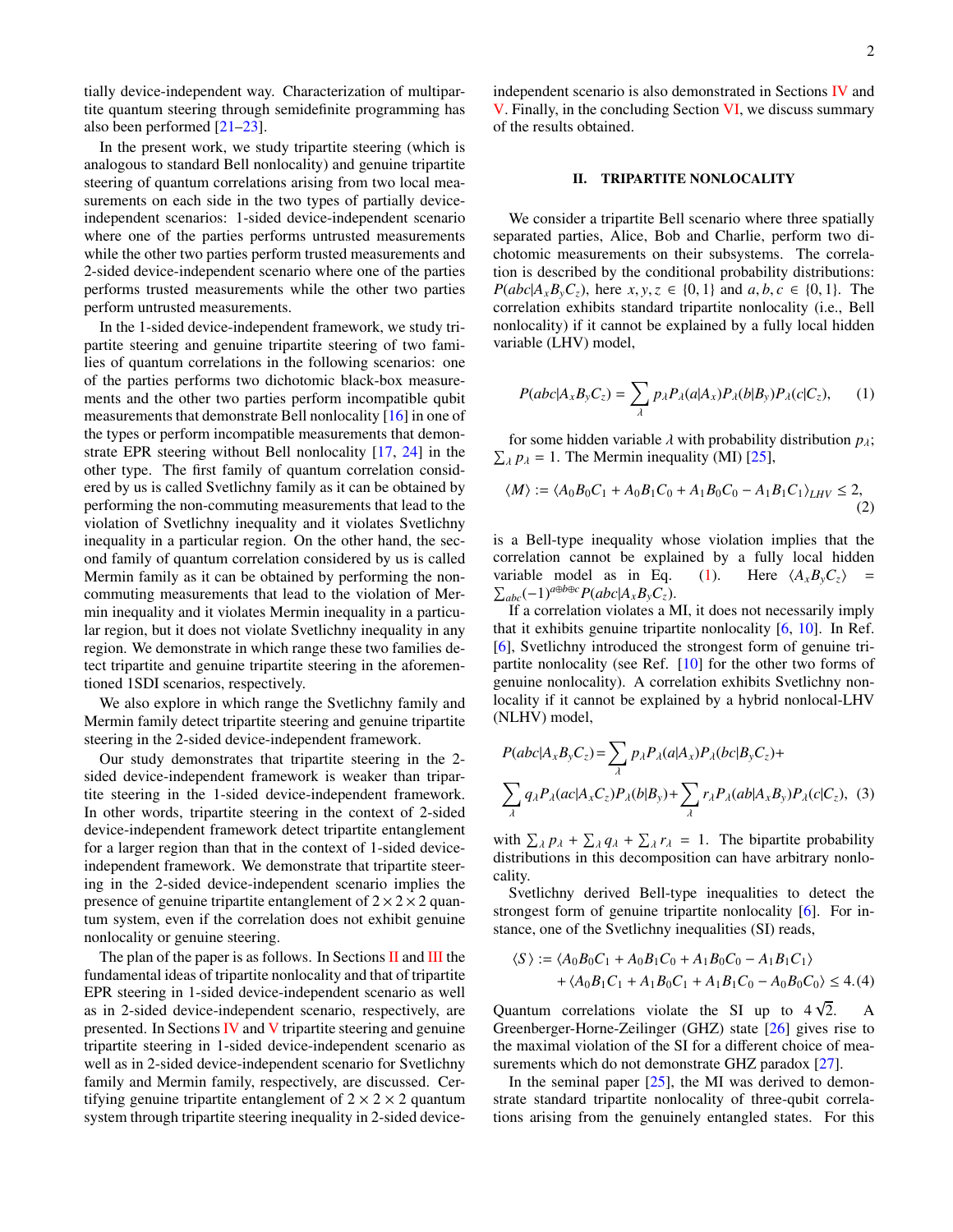tially device-independent way. Characterization of multipartite quantum steering through semidefinite programming has also been performed [21–23].

In the present work, we study tripartite steering (which is analogous to standard Bell nonlocality) and genuine tripartite steering of quantum correlations arising from two local measurements on each side in the two types of partially device-independent scenarios: 1-sided device-independent scenario where one of the parties performs untrusted measurements while the other two parties perform trusted measurements and 2-sided device-independent scenario where one of the parties performs trusted measurements while the other two parties perform untrusted measurements.

In the 1-sided device-independent framework, we study tripartite steering and genuine tripartite steering of two families of quantum correlations in the following scenarios: one of the parties performs two dichotomic black-box measurements and the other two parties perform incompatible qubit measurements that demonstrate Bell nonlocality [16] in one of the types or perform incompatible measurements that demonstrate EPR steering without Bell nonlocality [17, 24] in the other type. The first family of quantum correlation considered by us is called Svetlichny family as it can be obtained by performing the non-commuting measurements that lead to the violation of Svetlichny inequality and it violates Svetlichny inequality in a particular region. On the other hand, the second family of quantum correlation considered by us is called Mermin family as it can be obtained by performing the non-commuting measurements that lead to the violation of Mermin inequality and it violates Mermin inequality in a particular region, but it does not violate Svetlichny inequality in any region. We demonstrate in which range these two families detect tripartite and genuine tripartite steering in the aforementioned 1SDI scenarios, respectively.

We also explore in which range the Svetlichny family and Mermin family detect tripartite steering and genuine tripartite steering in the 2-sided device-independent framework.

Our study demonstrates that tripartite steering in the 2-sided device-independent framework is weaker than tripartite steering in the 1-sided device-independent framework. In other words, tripartite steering in the context of 2-sided device-independent framework detect tripartite entanglement for a larger region than that in the context of 1-sided device-independent framework. We demonstrate that tripartite steering in the 2-sided device-independent scenario implies the presence of genuine tripartite entanglement of $2 \times 2 \times 2$ quantum system, even if the correlation does not exhibit genuine nonlocality or genuine steering.

The plan of the paper is as follows. In Sections II and III the fundamental ideas of tripartite nonlocality and that of tripartite EPR steering in 1-sided device-independent scenario as well as in 2-sided device-independent scenario, respectively, are presented. In Sections IV and V tripartite steering and genuine tripartite steering in 1-sided device-independent scenario as well as in 2-sided device-independent scenario for Svetlichny family and Mermin family, respectively, are discussed. Certifying genuine tripartite entanglement of $2 \times 2 \times 2$ quantum system through tripartite steering inequality in 2-sided device-independent scenario is also demonstrated in Sections IV and V. Finally, in the concluding Section VI, we discuss summary of the results obtained.

## II. TRIPARTITE NONLOCALITY

We consider a tripartite Bell scenario where three spatially separated parties, Alice, Bob and Charlie, perform two dichotomic measurements on their subsystems. The correlation is described by the conditional probability distributions: $P(abc|A_xB_yC_z)$, here $x, y, z \in \{0, 1\}$ and $a, b, c \in \{0, 1\}$. The correlation exhibits standard tripartite nonlocality (i.e., Bell nonlocality) if it cannot be explained by a fully local hidden variable (LHV) model,

$$P(abc|A_xB_yC_z) = \sum_\lambda p_\lambda P_\lambda(a|A_x)P_\lambda(b|B_y)P_\lambda(c|C_z), \quad (1)$$

for some hidden variable $\lambda$ with probability distribution $p_\lambda$; $\sum_\lambda p_\lambda = 1$. The Mermin inequality (MI) [25],

$$\langle M \rangle := \langle A_0B_0C_1 + A_0B_1C_0 + A_1B_0C_0 - A_1B_1C_1 \rangle_{LHV} \leq 2, \quad (2)$$

is a Bell-type inequality whose violation implies that the correlation cannot be explained by a fully local hidden variable model as in Eq. (1). Here $\langle A_xB_yC_z \rangle = \sum_{abc}(-1)^{a\oplus b\oplus c}P(abc|A_xB_yC_z)$.

If a correlation violates a MI, it does not necessarily imply that it exhibits genuine tripartite nonlocality [6, 10]. In Ref. [6], Svetlichny introduced the strongest form of genuine tripartite nonlocality (see Ref. [10] for the other two forms of genuine nonlocality). A correlation exhibits Svetlichny nonlocality if it cannot be explained by a hybrid nonlocal-LHV (NLHV) model,

$$P(abc|A_xB_yC_z) = \sum_\lambda p_\lambda P_\lambda(a|A_x)P_\lambda(bc|B_yC_z) + \sum_\lambda q_\lambda P_\lambda(ac|A_xC_z)P_\lambda(b|B_y) + \sum_\lambda r_\lambda P_\lambda(ab|A_xB_y)P_\lambda(c|C_z), \quad (3)$$

with $\sum_\lambda p_\lambda + \sum_\lambda q_\lambda + \sum_\lambda r_\lambda = 1$. The bipartite probability distributions in this decomposition can have arbitrary nonlocality.

Svetlichny derived Bell-type inequalities to detect the strongest form of genuine tripartite nonlocality [6]. For instance, one of the Svetlichny inequalities (SI) reads,

$$\langle S \rangle := \langle A_0B_0C_1 + A_0B_1C_0 + A_1B_0C_0 - A_1B_1C_1 \rangle + \langle A_0B_1C_1 + A_1B_0C_1 + A_1B_1C_0 - A_0B_0C_0 \rangle \leq 4. \quad (4)$$

Quantum correlations violate the SI up to $4\sqrt{2}$. A Greenberger-Horne-Zeilinger (GHZ) state [26] gives rise to the maximal violation of the SI for a different choice of measurements which do not demonstrate GHZ paradox [27].

In the seminal paper [25], the MI was derived to demonstrate standard tripartite nonlocality of three-qubit correlations arising from the genuinely entangled states. For this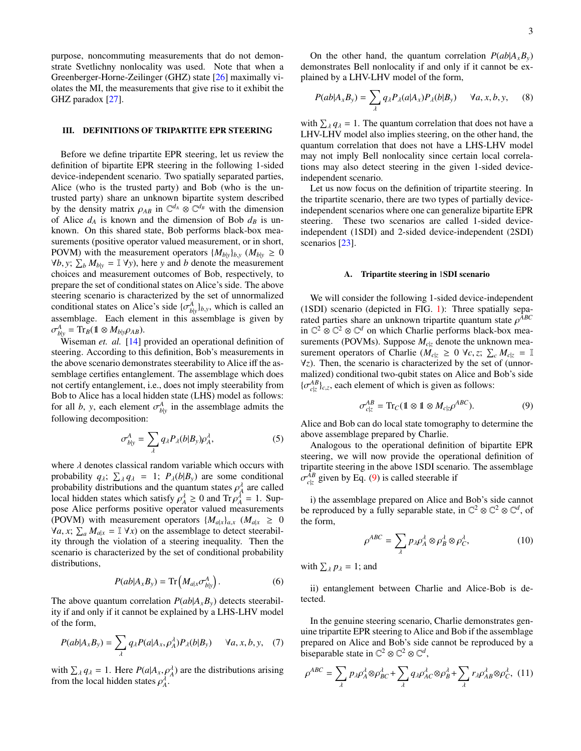purpose, noncommuting measurements that do not demonstrate Svetlichny nonlocality was used. Note that when a Greenberger-Horne-Zeilinger (GHZ) state [26] maximally violates the MI, the measurements that give rise to it exhibit the GHZ paradox [27].

## III. DEFINITIONS OF TRIPARTITE EPR STEERING

Before we define tripartite EPR steering, let us review the definition of bipartite EPR steering in the following 1-sided device-independent scenario. Two spatially separated parties, Alice (who is the trusted party) and Bob (who is the untrusted party) share an unknown bipartite system described by the density matrix $\rho_{AB}$ in $\mathbb{C}^{d_A} \otimes \mathbb{C}^{d_B}$ with the dimension of Alice $d_A$ is known and the dimension of Bob $d_B$ is unknown. On this shared state, Bob performs black-box measurements (positive operator valued measurement, or in short, POVM) with the measurement operators $\{M_{b|y}\}_{b,y}$ ($M_{b|y} \geq 0$ $\forall b, y$; $\sum_b M_{b|y} = \mathbb{I}$ $\forall y$), here $y$ and $b$ denote the measurement choices and measurement outcomes of Bob, respectively, to prepare the set of conditional states on Alice's side. The above steering scenario is characterized by the set of unnormalized conditional states on Alice's side $\{\sigma^A_{b|y}\}_{b,y}$, which is called an assemblage. Each element in this assemblage is given by $\sigma^A_{b|y} = \text{Tr}_B(\mathbb{1} \otimes M_{b|y}\rho_{AB})$.

Wiseman *et. al.* [14] provided an operational definition of steering. According to this definition, Bob's measurements in the above scenario demonstrates steerability to Alice iff the assemblage certifies entanglement. The assemblage which does not certify entanglement, i.e., does not imply steerability from Bob to Alice has a local hidden state (LHS) model as follows: for all $b$, $y$, each element $\sigma^A_{b|y}$ in the assemblage admits the following decomposition:

$$\sigma^A_{b|y} = \sum_\lambda q_\lambda P_\lambda(b|B_y)\rho^\lambda_A, \tag{5}$$

where $\lambda$ denotes classical random variable which occurs with probability $q_\lambda$; $\sum_\lambda q_\lambda = 1$; $P_\lambda(b|B_y)$ are some conditional probability distributions and the quantum states $\rho^\lambda_A$ are called local hidden states which satisfy $\rho^\lambda_A \geq 0$ and $\text{Tr}\,\rho^\lambda_A = 1$. Suppose Alice performs positive operator valued measurements (POVM) with measurement operators $\{M_{a|x}\}_{a,x}$ ($M_{a|x} \geq 0$ $\forall a, x$; $\sum_a M_{a|x} = \mathbb{I}$ $\forall x$) on the assemblage to detect steerability through the violation of a steering inequality. Then the scenario is characterized by the set of conditional probability distributions,

$$P(ab|A_xB_y) = \text{Tr}\left(M_{a|x}\sigma^A_{b|y}\right). \tag{6}$$

The above quantum correlation $P(ab|A_xB_y)$ detects steerability if and only if it cannot be explained by a LHS-LHV model of the form,

$$P(ab|A_xB_y) = \sum_\lambda q_\lambda P(a|A_x, \rho^\lambda_A)P_\lambda(b|B_y) \quad \forall a, x, b, y, \tag{7}$$

with $\sum_\lambda q_\lambda = 1$. Here $P(a|A_x, \rho^\lambda_A)$ are the distributions arising from the local hidden states $\rho^\lambda_A$.

On the other hand, the quantum correlation $P(ab|A_xB_y)$ demonstrates Bell nonlocality if and only if it cannot be explained by a LHV-LHV model of the form,

$$P(ab|A_xB_y) = \sum_\lambda q_\lambda P_\lambda(a|A_x)P_\lambda(b|B_y) \quad \forall a, x, b, y, \tag{8}$$

with $\sum_\lambda q_\lambda = 1$. The quantum correlation that does not have a LHV-LHV model also implies steering, on the other hand, the quantum correlation that does not have a LHS-LHV model may not imply Bell nonlocality since certain local correlations may also detect steering in the given 1-sided device-independent scenario.

Let us now focus on the definition of tripartite steering. In the tripartite scenario, there are two types of partially device-independent scenarios where one can generalize bipartite EPR steering. These two scenarios are called 1-sided device-independent (1SDI) and 2-sided device-independent (2SDI) scenarios [23].

### A. Tripartite steering in 1SDI scenario

We will consider the following 1-sided device-independent (1SDI) scenario (depicted in FIG. 1): Three spatially separated parties share an unknown tripartite quantum state $\rho^{ABC}$ in $\mathbb{C}^2 \otimes \mathbb{C}^2 \otimes \mathbb{C}^d$ on which Charlie performs black-box measurements (POVMs). Suppose $M_{c|z}$ denote the unknown measurement operators of Charlie ($M_{c|z} \geq 0$ $\forall c, z$; $\sum_c M_{c|z} = \mathbb{I}$ $\forall z$). Then, the scenario is characterized by the set of (unnormalized) conditional two-qubit states on Alice and Bob's side $\{\sigma^{AB}_{c|z}\}_{c,z}$, each element of which is given as follows:

$$\sigma^{AB}_{c|z} = \text{Tr}_C(\mathbb{1} \otimes \mathbb{1} \otimes M_{c|z}\rho^{ABC}). \tag{9}$$

Alice and Bob can do local state tomography to determine the above assemblage prepared by Charlie.

Analogous to the operational definition of bipartite EPR steering, we will now provide the operational definition of tripartite steering in the above 1SDI scenario. The assemblage $\sigma^{AB}_{c|z}$ given by Eq. (9) is called steerable if

i) the assemblage prepared on Alice and Bob's side cannot be reproduced by a fully separable state, in $\mathbb{C}^2 \otimes \mathbb{C}^2 \otimes \mathbb{C}^d$, of the form,

$$\rho^{ABC} = \sum_\lambda p_\lambda \rho^\lambda_A \otimes \rho^\lambda_B \otimes \rho^\lambda_C, \tag{10}$$

with $\sum_\lambda p_\lambda = 1$; and

ii) entanglement between Charlie and Alice-Bob is detected.

In the genuine steering scenario, Charlie demonstrates genuine tripartite EPR steering to Alice and Bob if the assemblage prepared on Alice and Bob's side cannot be reproduced by a biseparable state in $\mathbb{C}^2 \otimes \mathbb{C}^2 \otimes \mathbb{C}^d$,

$$\rho^{ABC} = \sum_\lambda p_\lambda \rho^\lambda_A \otimes \rho^\lambda_{BC} + \sum_\lambda q_\lambda \rho^\lambda_{AC} \otimes \rho^\lambda_B + \sum_\lambda r_\lambda \rho^\lambda_{AB} \otimes \rho^\lambda_C, \tag{11}$$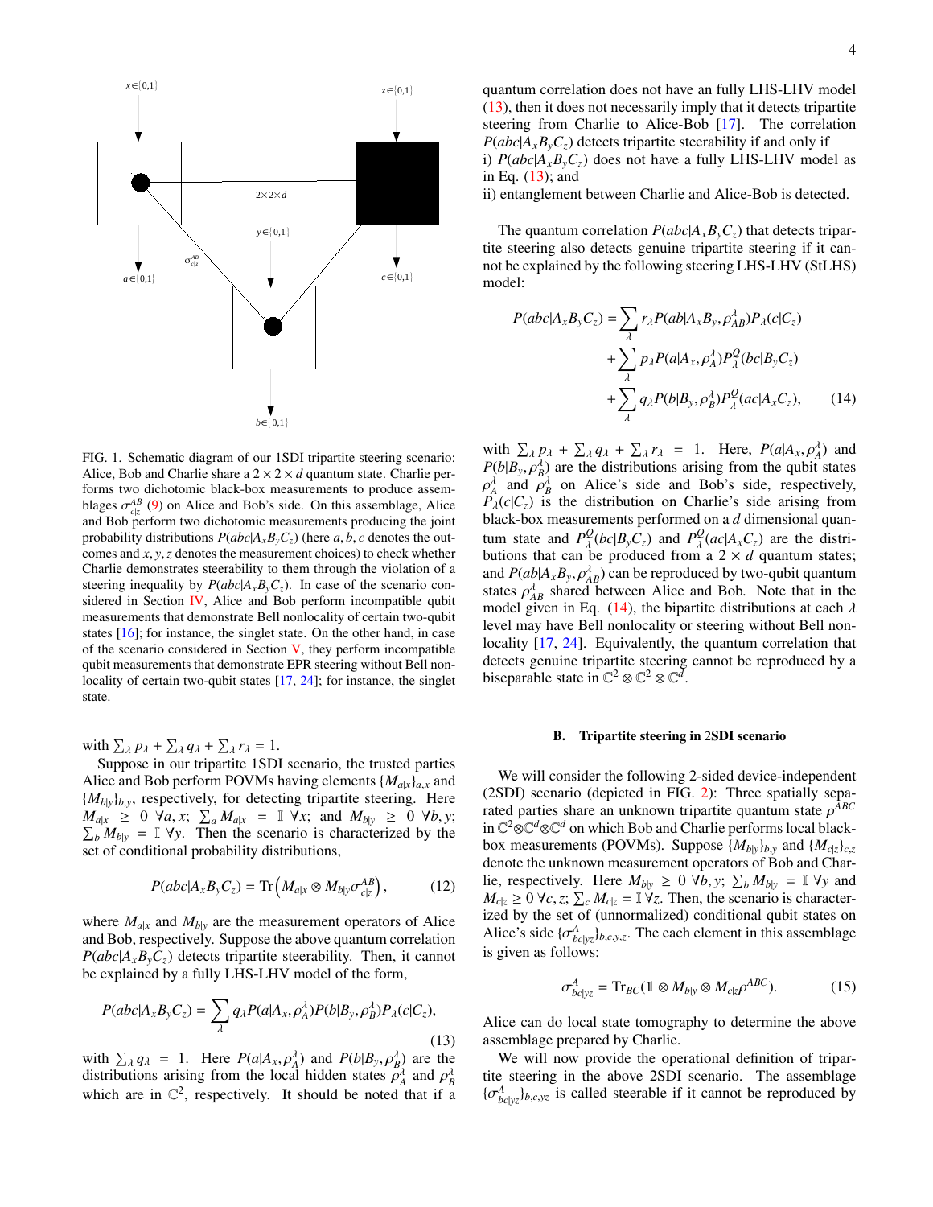$x \in \{0,1\}$

$z \in \{0,1\}$

$2 \times 2 \times d$

$y \in \{0,1\}$

$\sigma^{AB}_{c|z}$

$a \in \{0,1\}$

$c \in \{0,1\}$

$b \in \{0,1\}$

FIG. 1. Schematic diagram of our 1SDI tripartite steering scenario: Alice, Bob and Charlie share a $2 \times 2 \times d$ quantum state. Charlie performs two dichotomic black-box measurements to produce assemblages $\sigma^{AB}_{c|z}$ (9) on Alice and Bob's side. On this assemblage, Alice and Bob perform two dichotomic measurements producing the joint probability distributions $P(abc|A_xB_yC_z)$ (here $a, b, c$ denotes the outcomes and $x, y, z$ denotes the measurement choices) to check whether Charlie demonstrates steerability to them through the violation of a steering inequality by $P(abc|A_xB_yC_z)$. In case of the scenario considered in Section IV, Alice and Bob perform incompatible qubit measurements that demonstrate Bell nonlocality of certain two-qubit states [16]; for instance, the singlet state. On the other hand, in case of the scenario considered in Section V, they perform incompatible qubit measurements that demonstrate EPR steering without Bell nonlocality of certain two-qubit states [17, 24]; for instance, the singlet state.

with $\sum_\lambda p_\lambda + \sum_\lambda q_\lambda + \sum_\lambda r_\lambda = 1$.

Suppose in our tripartite 1SDI scenario, the trusted parties Alice and Bob perform POVMs having elements $\{M_{a|x}\}_{a,x}$ and $\{M_{b|y}\}_{b,y}$, respectively, for detecting tripartite steering. Here $M_{a|x} \geq 0 \ \forall a, x$; $\sum_a M_{a|x} = \mathbb{I} \ \forall x$; and $M_{b|y} \geq 0 \ \forall b, y$; $\sum_b M_{b|y} = \mathbb{I} \ \forall y$. Then the scenario is characterized by the set of conditional probability distributions,

$$P(abc|A_xB_yC_z) = \text{Tr}\left(M_{a|x} \otimes M_{b|y} \sigma^{AB}_{c|z}\right), \tag{12}$$

where $M_{a|x}$ and $M_{b|y}$ are the measurement operators of Alice and Bob, respectively. Suppose the above quantum correlation $P(abc|A_xB_yC_z)$ detects tripartite steerability. Then, it cannot be explained by a fully LHS-LHV model of the form,

$$P(abc|A_xB_yC_z) = \sum_\lambda q_\lambda P(a|A_x, \rho^\lambda_A) P(b|B_y, \rho^\lambda_B) P_\lambda(c|C_z), \tag{13}$$

with $\sum_\lambda q_\lambda = 1$. Here $P(a|A_x, \rho^\lambda_A)$ and $P(b|B_y, \rho^\lambda_B)$ are the distributions arising from the local hidden states $\rho^\lambda_A$ and $\rho^\lambda_B$ which are in $\mathbb{C}^2$, respectively. It should be noted that if a quantum correlation does not have an fully LHS-LHV model (13), then it does not necessarily imply that it detects tripartite steering from Charlie to Alice-Bob [17]. The correlation $P(abc|A_xB_yC_z)$ detects tripartite steerability if and only if
i) $P(abc|A_xB_yC_z)$ does not have a fully LHS-LHV model as in Eq. (13); and
ii) entanglement between Charlie and Alice-Bob is detected.

The quantum correlation $P(abc|A_xB_yC_z)$ that detects tripartite steering also detects genuine tripartite steering if it cannot be explained by the following steering LHS-LHV (StLHS) model:

$$\begin{aligned}
P(abc|A_xB_yC_z) = &\sum_\lambda r_\lambda P(ab|A_xB_y, \rho^\lambda_{AB}) P_\lambda(c|C_z) \\
&+ \sum_\lambda p_\lambda P(a|A_x, \rho^\lambda_A) P^Q_\lambda(bc|B_yC_z) \\
&+ \sum_\lambda q_\lambda P(b|B_y, \rho^\lambda_B) P^Q_\lambda(ac|A_xC_z),
\end{aligned} \tag{14}$$

with $\sum_\lambda p_\lambda + \sum_\lambda q_\lambda + \sum_\lambda r_\lambda = 1$. Here, $P(a|A_x, \rho^\lambda_A)$ and $P(b|B_y, \rho^\lambda_B)$ are the distributions arising from the qubit states $\rho^\lambda_A$ and $\rho^\lambda_B$ on Alice's side and Bob's side, respectively, $P_\lambda(c|C_z)$ is the distribution on Charlie's side arising from black-box measurements performed on a $d$ dimensional quantum state and $P^Q_\lambda(bc|B_yC_z)$ and $P^Q_\lambda(ac|A_xC_z)$ are the distributions that can be produced from a $2 \times d$ quantum states; and $P(ab|A_xB_y, \rho^\lambda_{AB})$ can be reproduced by two-qubit quantum states $\rho^\lambda_{AB}$ shared between Alice and Bob. Note that in the model given in Eq. (14), the bipartite distributions at each $\lambda$ level may have Bell nonlocality or steering without Bell nonlocality [17, 24]. Equivalently, the quantum correlation that detects genuine tripartite steering cannot be reproduced by a biseparable state in $\mathbb{C}^2 \otimes \mathbb{C}^2 \otimes \mathbb{C}^d$.

### B. Tripartite steering in 2SDI scenario

We will consider the following 2-sided device-independent (2SDI) scenario (depicted in FIG. 2): Three spatially separated parties share an unknown tripartite quantum state $\rho^{ABC}$ in $\mathbb{C}^2 \otimes \mathbb{C}^d \otimes \mathbb{C}^d$ on which Bob and Charlie performs local black-box measurements (POVMs). Suppose $\{M_{b|y}\}_{b,y}$ and $\{M_{c|z}\}_{c,z}$ denote the unknown measurement operators of Bob and Charlie, respectively. Here $M_{b|y} \geq 0 \ \forall b, y$; $\sum_b M_{b|y} = \mathbb{I} \ \forall y$ and $M_{c|z} \geq 0 \ \forall c, z$; $\sum_c M_{c|z} = \mathbb{I} \ \forall z$. Then, the scenario is characterized by the set of (unnormalized) conditional qubit states on Alice's side $\{\sigma^A_{bc|yz}\}_{b,c,y,z}$. The each element in this assemblage is given as follows:

$$\sigma^A_{bc|yz} = \text{Tr}_{BC}(\mathbb{1} \otimes M_{b|y} \otimes M_{c|z} \rho^{ABC}). \tag{15}$$

Alice can do local state tomography to determine the above assemblage prepared by Charlie.

We will now provide the operational definition of tripartite steering in the above 2SDI scenario. The assemblage $\{\sigma^A_{bc|yz}\}_{b,c,y,z}$ is called steerable if it cannot be reproduced by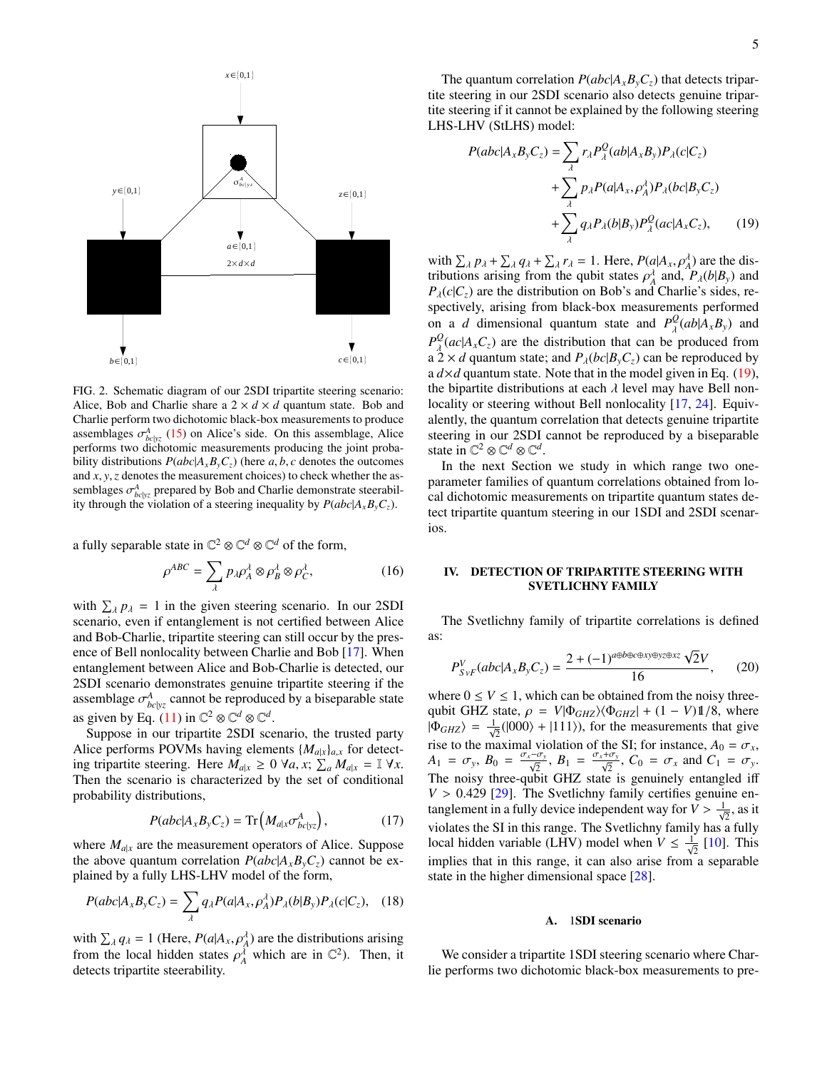x∈{0,1}

y∈{0,1}

z∈{0,1}

$\sigma^A_{bc|yz}$

a∈{0,1}

2×d×d

b∈{0,1}

c∈{0,1}

FIG. 2. Schematic diagram of our 2SDI tripartite steering scenario: Alice, Bob and Charlie share a $2 \times d \times d$ quantum state. Bob and Charlie perform two dichotomic black-box measurements to produce assemblages $\sigma^A_{bc|yz}$ (15) on Alice's side. On this assemblage, Alice performs two dichotomic measurements producing the joint probability distributions $P(abc|A_xB_yC_z)$ (here $a, b, c$ denotes the outcomes and $x, y, z$ denotes the measurement choices) to check whether the assemblages $\sigma^A_{bc|yz}$ prepared by Bob and Charlie demonstrate steerability through the violation of a steering inequality by $P(abc|A_xB_yC_z)$.

a fully separable state in $\mathbb{C}^2 \otimes \mathbb{C}^d \otimes \mathbb{C}^d$ of the form,

$$\rho^{ABC} = \sum_\lambda p_\lambda \rho^\lambda_A \otimes \rho^\lambda_B \otimes \rho^\lambda_C, \tag{16}$$

with $\sum_\lambda p_\lambda = 1$ in the given steering scenario. In our 2SDI scenario, even if entanglement is not certified between Alice and Bob-Charlie, tripartite steering can still occur by the presence of Bell nonlocality between Charlie and Bob [17]. When entanglement between Alice and Bob-Charlie is detected, our 2SDI scenario demonstrates genuine tripartite steering if the assemblage $\sigma^A_{bc|yz}$ cannot be reproduced by a biseparable state as given by Eq. (11) in $\mathbb{C}^2 \otimes \mathbb{C}^d \otimes \mathbb{C}^d$.

Suppose in our tripartite 2SDI scenario, the trusted party Alice performs POVMs having elements $\{M_{a|x}\}_{a,x}$ for detecting tripartite steering. Here $M_{a|x} \geq 0 \ \forall a, x$; $\sum_a M_{a|x} = \mathbb{I} \ \forall x$. Then the scenario is characterized by the set of conditional probability distributions,

$$P(abc|A_xB_yC_z) = \mathrm{Tr}\left(M_{a|x}\sigma^A_{bc|yz}\right), \tag{17}$$

where $M_{a|x}$ are the measurement operators of Alice. Suppose the above quantum correlation $P(abc|A_xB_yC_z)$ cannot be explained by a fully LHS-LHV model of the form,

$$P(abc|A_xB_yC_z) = \sum_\lambda q_\lambda P(a|A_x, \rho^\lambda_A)P_\lambda(b|B_y)P_\lambda(c|C_z), \tag{18}$$

with $\sum_\lambda q_\lambda = 1$ (Here, $P(a|A_x, \rho^\lambda_A)$ are the distributions arising from the local hidden states $\rho^\lambda_A$ which are in $\mathbb{C}^2$). Then, it detects tripartite steerability.

The quantum correlation $P(abc|A_xB_yC_z)$ that detects tripartite steering in our 2SDI scenario also detects genuine tripartite steering if it cannot be explained by the following steering LHS-LHV (StLHS) model:

$$\begin{aligned} P(abc|A_xB_yC_z) = &\sum_\lambda r_\lambda P^Q_\lambda(ab|A_xB_y)P_\lambda(c|C_z) \\ &+ \sum_\lambda p_\lambda P(a|A_x, \rho^\lambda_A)P_\lambda(bc|B_yC_z) \\ &+ \sum_\lambda q_\lambda P_\lambda(b|B_y)P^Q_\lambda(ac|A_xC_z), \end{aligned} \tag{19}$$

with $\sum_\lambda p_\lambda + \sum_\lambda q_\lambda + \sum_\lambda r_\lambda = 1$. Here, $P(a|A_x, \rho^\lambda_A)$ are the distributions arising from the qubit states $\rho^\lambda_A$ and, $P_\lambda(b|B_y)$ and $P_\lambda(c|C_z)$ are the distribution on Bob's and Charlie's sides, respectively, arising from black-box measurements performed on a $d$ dimensional quantum state and $P^Q_\lambda(ab|A_xB_y)$ and $P^Q_\lambda(ac|A_xC_z)$ are the distribution that can be produced from a $2 \times d$ quantum state; and $P_\lambda(bc|B_yC_z)$ can be reproduced by a $d\times d$ quantum state. Note that in the model given in Eq. (19), the bipartite distributions at each $\lambda$ level may have Bell nonlocality or steering without Bell nonlocality [17, 24]. Equivalently, the quantum correlation that detects genuine tripartite steering in our 2SDI cannot be reproduced by a biseparable state in $\mathbb{C}^2 \otimes \mathbb{C}^d \otimes \mathbb{C}^d$.

In the next Section we study in which range two one-parameter families of quantum correlations obtained from local dichotomic measurements on tripartite quantum states detect tripartite quantum steering in our 1SDI and 2SDI scenarios.

## IV. DETECTION OF TRIPARTITE STEERING WITH SVETLICHNY FAMILY

The Svetlichny family of tripartite correlations is defined as:

$$P^V_{SvF}(abc|A_xB_yC_z) = \frac{2 + (-1)^{a\oplus b\oplus c\oplus xy\oplus yz\oplus xz}\sqrt{2}V}{16}, \tag{20}$$

where $0 \leq V \leq 1$, which can be obtained from the noisy three-qubit GHZ state, $\rho = V|\Phi_{GHZ}\rangle\langle\Phi_{GHZ}| + (1-V)\mathbb{1}/8$, where $|\Phi_{GHZ}\rangle = \frac{1}{\sqrt{2}}(|000\rangle + |111\rangle)$, for the measurements that give rise to the maximal violation of the SI; for instance, $A_0 = \sigma_x$, $A_1 = \sigma_y$, $B_0 = \frac{\sigma_x - \sigma_y}{\sqrt{2}}$, $B_1 = \frac{\sigma_x + \sigma_y}{\sqrt{2}}$, $C_0 = \sigma_x$ and $C_1 = \sigma_y$. The noisy three-qubit GHZ state is genuinely entangled iff $V > 0.429$ [29]. The Svetlichny family certifies genuine entanglement in a fully device independent way for $V > \frac{1}{\sqrt{2}}$, as it violates the SI in this range. The Svetlichny family has a fully local hidden variable (LHV) model when $V \leq \frac{1}{\sqrt{2}}$ [10]. This implies that in this range, it can also arise from a separable state in the higher dimensional space [28].

### A. 1SDI scenario

We consider a tripartite 1SDI steering scenario where Charlie performs two dichotomic black-box measurements to pre-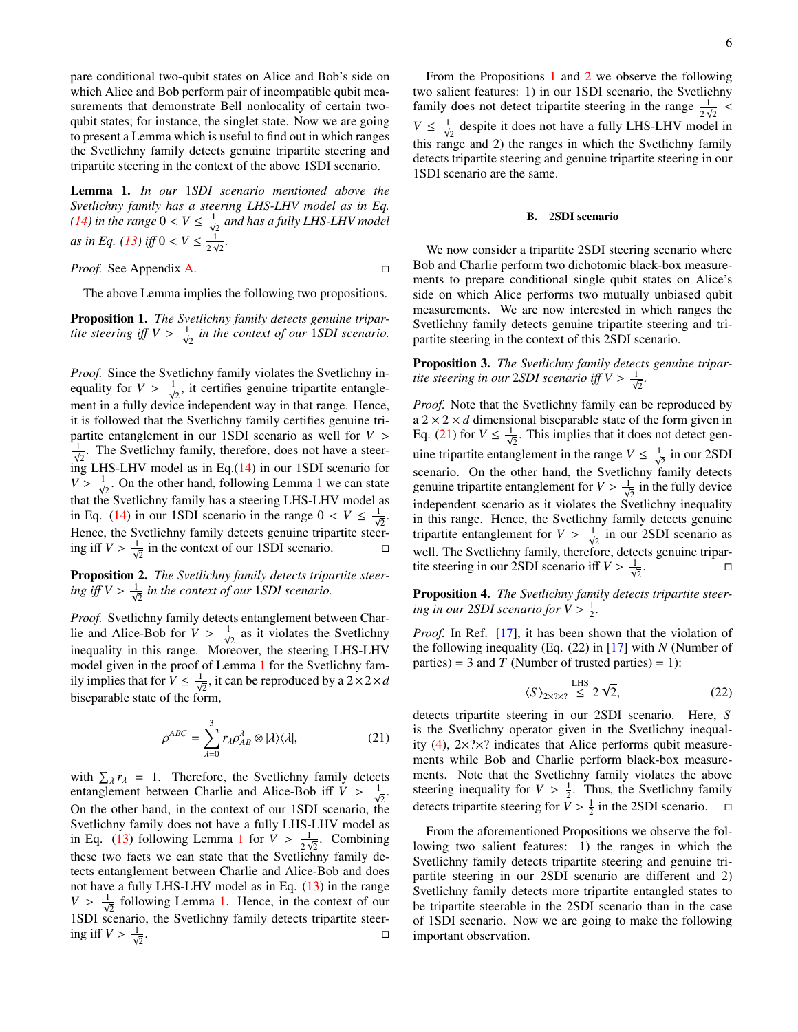pare conditional two-qubit states on Alice and Bob's side on which Alice and Bob perform pair of incompatible qubit measurements that demonstrate Bell nonlocality of certain two-qubit states; for instance, the singlet state. Now we are going to present a Lemma which is useful to find out in which ranges the Svetlichny family detects genuine tripartite steering and tripartite steering in the context of the above 1SDI scenario.

**Lemma 1.** *In our* 1*SDI scenario mentioned above the Svetlichny family has a steering LHS-LHV model as in Eq. (14) in the range* $0 < V \leq \frac{1}{\sqrt{2}}$ *and has a fully LHS-LHV model as in Eq. (13) iff* $0 < V \leq \frac{1}{2\sqrt{2}}$.

*Proof.* See Appendix A. □

The above Lemma implies the following two propositions.

**Proposition 1.** *The Svetlichny family detects genuine tripartite steering iff* $V > \frac{1}{\sqrt{2}}$ *in the context of our* 1*SDI scenario.*

*Proof.* Since the Svetlichny family violates the Svetlichny inequality for $V > \frac{1}{\sqrt{2}}$, it certifies genuine tripartite entanglement in a fully device independent way in that range. Hence, it is followed that the Svetlichny family certifies genuine tripartite entanglement in our 1SDI scenario as well for $V > \frac{1}{\sqrt{2}}$. The Svetlichny family, therefore, does not have a steering LHS-LHV model as in Eq.(14) in our 1SDI scenario for $V > \frac{1}{\sqrt{2}}$. On the other hand, following Lemma 1 we can state that the Svetlichny family has a steering LHS-LHV model as in Eq. (14) in our 1SDI scenario in the range $0 < V \leq \frac{1}{\sqrt{2}}$. Hence, the Svetlichny family detects genuine tripartite steering iff $V > \frac{1}{\sqrt{2}}$ in the context of our 1SDI scenario. □

**Proposition 2.** *The Svetlichny family detects tripartite steering iff* $V > \frac{1}{\sqrt{2}}$ *in the context of our* 1*SDI scenario.*

*Proof.* Svetlichny family detects entanglement between Charlie and Alice-Bob for $V > \frac{1}{\sqrt{2}}$ as it violates the Svetlichny inequality in this range. Moreover, the steering LHS-LHV model given in the proof of Lemma 1 for the Svetlichny family implies that for $V \leq \frac{1}{\sqrt{2}}$, it can be reproduced by a $2\times2\times d$ biseparable state of the form,

$$\rho^{ABC} = \sum_{\lambda=0}^{3} r_\lambda \rho^\lambda_{AB} \otimes |\lambda\rangle\langle\lambda|, \tag{21}$$

with $\sum_\lambda r_\lambda = 1$. Therefore, the Svetlichny family detects entanglement between Charlie and Alice-Bob iff $V > \frac{1}{\sqrt{2}}$. On the other hand, in the context of our 1SDI scenario, the Svetlichny family does not have a fully LHS-LHV model as in Eq. (13) following Lemma 1 for $V > \frac{1}{2\sqrt{2}}$. Combining these two facts we can state that the Svetlichny family detects entanglement between Charlie and Alice-Bob and does not have a fully LHS-LHV model as in Eq. (13) in the range $V > \frac{1}{\sqrt{2}}$ following Lemma 1. Hence, in the context of our 1SDI scenario, the Svetlichny family detects tripartite steering iff $V > \frac{1}{\sqrt{2}}$. □

From the Propositions 1 and 2 we observe the following two salient features: 1) in our 1SDI scenario, the Svetlichny family does not detect tripartite steering in the range $\frac{1}{2\sqrt{2}} < V \leq \frac{1}{\sqrt{2}}$ despite it does not have a fully LHS-LHV model in this range and 2) the ranges in which the Svetlichny family detects tripartite steering and genuine tripartite steering in our 1SDI scenario are the same.

### B. 2SDI scenario

We now consider a tripartite 2SDI steering scenario where Bob and Charlie perform two dichotomic black-box measurements to prepare conditional single qubit states on Alice's side on which Alice performs two mutually unbiased qubit measurements. We are now interested in which ranges the Svetlichny family detects genuine tripartite steering and tripartite steering in the context of this 2SDI scenario.

**Proposition 3.** *The Svetlichny family detects genuine tripartite steering in our* 2*SDI scenario iff* $V > \frac{1}{\sqrt{2}}$.

*Proof.* Note that the Svetlichny family can be reproduced by a $2\times2\times d$ dimensional biseparable state of the form given in Eq. (21) for $V \leq \frac{1}{\sqrt{2}}$. This implies that it does not detect genuine tripartite entanglement in the range $V \leq \frac{1}{\sqrt{2}}$ in our 2SDI scenario. On the other hand, the Svetlichny family detects genuine tripartite entanglement for $V > \frac{1}{\sqrt{2}}$ in the fully device independent scenario as it violates the Svetlichny inequality in this range. Hence, the Svetlichny family detects genuine tripartite entanglement for $V > \frac{1}{\sqrt{2}}$ in our 2SDI scenario as well. The Svetlichny family, therefore, detects genuine tripartite steering in our 2SDI scenario iff $V > \frac{1}{\sqrt{2}}$. □

**Proposition 4.** *The Svetlichny family detects tripartite steering in our* 2*SDI scenario for* $V > \frac{1}{2}$.

*Proof.* In Ref. [17], it has been shown that the violation of the following inequality (Eq. (22) in [17] with $N$ (Number of parties) = 3 and $T$ (Number of trusted parties) = 1):

$$\langle S \rangle_{2\times?\times?} \overset{\text{LHS}}{\leq} 2\sqrt{2}, \tag{22}$$

detects tripartite steering in our 2SDI scenario. Here, $S$ is the Svetlichny operator given in the Svetlichny inequality (4), 2×?×? indicates that Alice performs qubit measurements while Bob and Charlie perform black-box measurements. Note that the Svetlichny family violates the above steering inequality for $V > \frac{1}{2}$. Thus, the Svetlichny family detects tripartite steering for $V > \frac{1}{2}$ in the 2SDI scenario. □

From the aforementioned Propositions we observe the following two salient features: 1) the ranges in which the Svetlichny family detects tripartite steering and genuine tripartite steering in our 2SDI scenario are different and 2) Svetlichny family detects more tripartite entangled states to be tripartite steerable in the 2SDI scenario than in the case of 1SDI scenario. Now we are going to make the following important observation.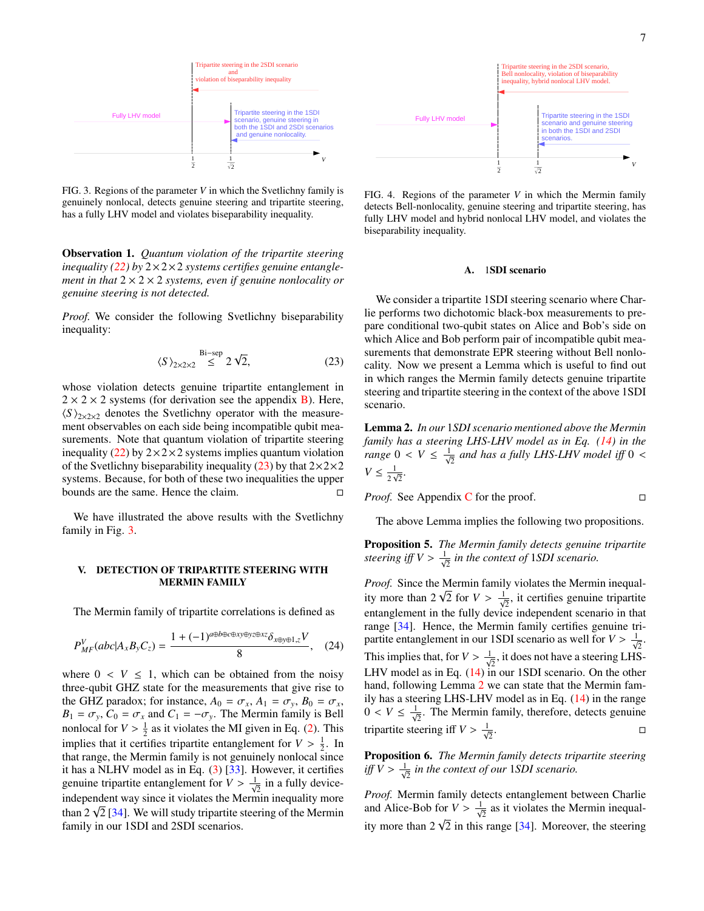Tripartite steering in the 2SDI scenario
and
violation of biseparability inequality

Fully LHV model

Tripartite steering in the 1SDI scenario, genuine steering in both the 1SDI and 2SDI scenarios and genuine nonlocality.

$\frac{1}{2}$

$\frac{1}{\sqrt{2}}$

$V$

FIG. 3. Regions of the parameter $V$ in which the Svetlichny family is genuinely nonlocal, detects genuine steering and tripartite steering, has a fully LHV model and violates biseparability inequality.

**Observation 1.** *Quantum violation of the tripartite steering inequality (22) by $2\times2\times2$ systems certifies genuine entanglement in that $2\times2\times2$ systems, even if genuine nonlocality or genuine steering is not detected.*

*Proof.* We consider the following Svetlichny biseparability inequality:

$$\langle S\rangle_{2\times2\times2} \overset{\text{Bi-sep}}{\leq} 2\sqrt{2}, \tag{23}$$

whose violation detects genuine tripartite entanglement in $2\times2\times2$ systems (for derivation see the appendix B). Here, $\langle S\rangle_{2\times2\times2}$ denotes the Svetlichny operator with the measurement observables on each side being incompatible qubit measurements. Note that quantum violation of tripartite steering inequality (22) by $2\times2\times2$ systems implies quantum violation of the Svetlichny biseparability inequality (23) by that $2\times2\times2$ systems. Because, for both of these two inequalities the upper bounds are the same. Hence the claim. □

We have illustrated the above results with the Svetlichny family in Fig. 3.

## V. DETECTION OF TRIPARTITE STEERING WITH MERMIN FAMILY

The Mermin family of tripartite correlations is defined as

$$P^V_{MF}(abc|A_xB_yC_z) = \frac{1+(-1)^{a\oplus b\oplus c\oplus xy\oplus yz\oplus xz}\delta_{x\oplus y\oplus 1,z}V}{8}, \tag{24}$$

where $0 < V \leq 1$, which can be obtained from the noisy three-qubit GHZ state for the measurements that give rise to the GHZ paradox; for instance, $A_0 = \sigma_x$, $A_1 = \sigma_y$, $B_0 = \sigma_x$, $B_1 = \sigma_y$, $C_0 = \sigma_x$ and $C_1 = -\sigma_y$. The Mermin family is Bell nonlocal for $V > \frac{1}{2}$ as it violates the MI given in Eq. (2). This implies that it certifies tripartite entanglement for $V > \frac{1}{2}$. In that range, the Mermin family is not genuinely nonlocal since it has a NLHV model in Eq. (3) [33]. However, it certifies genuine tripartite entanglement for $V > \frac{1}{\sqrt{2}}$ in a fully device-independent way since it violates the Mermin inequality more than $2\sqrt{2}$ [34]. We will study tripartite steering of the Mermin family in our 1SDI and 2SDI scenarios.

Tripartite steering in the 2SDI scenario, Bell nonlocality, violation of biseparability inequality, hybrid nonlocal LHV model.

Fully LHV model

Tripartite steering in the 1SDI scenario and genuine steering in both the 1SDI and 2SDI scenarios.

$\frac{1}{2}$

$\frac{1}{\sqrt{2}}$

$V$

FIG. 4. Regions of the parameter $V$ in which the Mermin family detects Bell-nonlocality, genuine steering and tripartite steering, has fully LHV model and hybrid nonlocal LHV model, and violates the biseparability inequality.

### A. 1SDI scenario

We consider a tripartite 1SDI steering scenario where Charlie performs two dichotomic black-box measurements to prepare conditional two-qubit states on Alice and Bob's side on which Alice and Bob perform pair of incompatible qubit measurements that demonstrate EPR steering without Bell nonlocality. Now we present a Lemma which is useful to find out in which ranges the Mermin family detects genuine tripartite steering and tripartite steering in the context of the above 1SDI scenario.

**Lemma 2.** *In our 1SDI scenario mentioned above the Mermin family has a steering LHS-LHV model as in Eq. (14) in the range $0 < V \leq \frac{1}{\sqrt{2}}$ and has a fully LHS-LHV model iff $0 < V \leq \frac{1}{2\sqrt{2}}$.*

*Proof.* See Appendix C for the proof. □

The above Lemma implies the following two propositions.

**Proposition 5.** *The Mermin family detects genuine tripartite steering iff $V > \frac{1}{\sqrt{2}}$ in the context of 1SDI scenario.*

*Proof.* Since the Mermin family violates the Mermin inequality more than $2\sqrt{2}$ for $V > \frac{1}{\sqrt{2}}$, it certifies genuine tripartite entanglement in the fully device independent scenario in that range [34]. Hence, the Mermin family certifies genuine tripartite entanglement in our 1SDI scenario as well for $V > \frac{1}{\sqrt{2}}$. This implies that, for $V > \frac{1}{\sqrt{2}}$, it does not have a steering LHS-LHV model as in Eq. (14) in our 1SDI scenario. On the other hand, following Lemma 2 we can state that the Mermin family has a steering LHS-LHV model as in Eq. (14) in the range $0 < V \leq \frac{1}{\sqrt{2}}$. The Mermin family, therefore, detects genuine tripartite steering iff $V > \frac{1}{\sqrt{2}}$. □

**Proposition 6.** *The Mermin family detects tripartite steering iff $V > \frac{1}{\sqrt{2}}$ in the context of our 1SDI scenario.*

*Proof.* Mermin family detects entanglement between Charlie and Alice-Bob for $V > \frac{1}{\sqrt{2}}$ as it violates the Mermin inequality more than $2\sqrt{2}$ in this range [34]. Moreover, the steering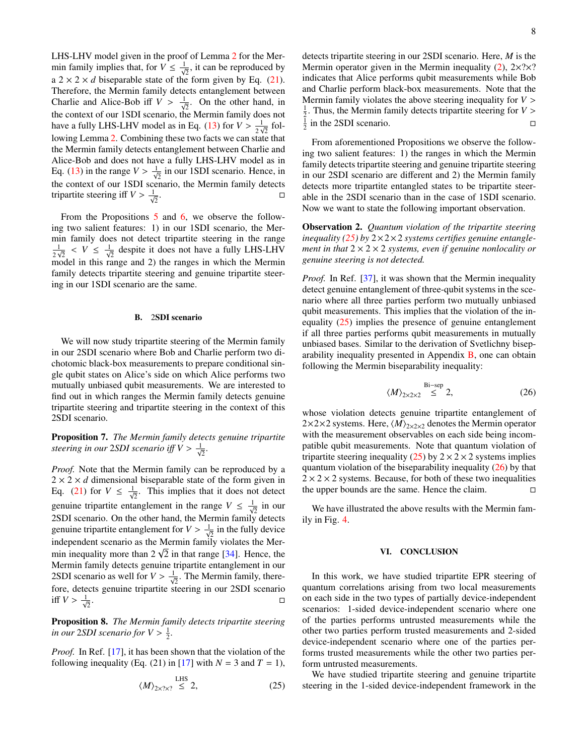LHS-LHV model given in the proof of Lemma 2 for the Mermin family implies that, for $V \leq \frac{1}{\sqrt{2}}$, it can be reproduced by a $2 \times 2 \times d$ biseparable state of the form given by Eq. (21). Therefore, the Mermin family detects entanglement between Charlie and Alice-Bob iff $V > \frac{1}{\sqrt{2}}$. On the other hand, in the context of our 1SDI scenario, the Mermin family does not have a fully LHS-LHV model as in Eq. (13) for $V > \frac{1}{2\sqrt{2}}$ following Lemma 2. Combining these two facts we can state that the Mermin family detects entanglement between Charlie and Alice-Bob and does not have a fully LHS-LHV model as in Eq. (13) in the range $V > \frac{1}{\sqrt{2}}$ in our 1SDI scenario. Hence, in the context of our 1SDI scenario, the Mermin family detects tripartite steering iff $V > \frac{1}{\sqrt{2}}$. □

From the Propositions 5 and 6, we observe the following two salient features: 1) in our 1SDI scenario, the Mermin family does not detect tripartite steering in the range $\frac{1}{2\sqrt{2}} < V \leq \frac{1}{\sqrt{2}}$ despite it does not have a fully LHS-LHV model in this range and 2) the ranges in which the Mermin family detects tripartite steering and genuine tripartite steering in our 1SDI scenario are the same.

### B. 2SDI scenario

We will now study tripartite steering of the Mermin family in our 2SDI scenario where Bob and Charlie perform two dichotomic black-box measurements to prepare conditional single qubit states on Alice's side on which Alice performs two mutually unbiased qubit measurements. We are interested to find out in which ranges the Mermin family detects genuine tripartite steering and tripartite steering in the context of this 2SDI scenario.

**Proposition 7.** *The Mermin family detects genuine tripartite steering in our 2SDI scenario iff $V > \frac{1}{\sqrt{2}}$.*

*Proof.* Note that the Mermin family can be reproduced by a $2 \times 2 \times d$ dimensional biseparable state of the form given in Eq. (21) for $V \leq \frac{1}{\sqrt{2}}$. This implies that it does not detect genuine tripartite entanglement in the range $V \leq \frac{1}{\sqrt{2}}$ in our 2SDI scenario. On the other hand, the Mermin family detects genuine tripartite entanglement for $V > \frac{1}{\sqrt{2}}$ in the fully device independent scenario as the Mermin family violates the Mermin inequality more than $2\sqrt{2}$ in that range [34]. Hence, the Mermin family detects genuine tripartite entanglement in our 2SDI scenario as well for $V > \frac{1}{\sqrt{2}}$. The Mermin family, therefore, detects genuine tripartite steering in our 2SDI scenario iff $V > \frac{1}{\sqrt{2}}$. □

**Proposition 8.** *The Mermin family detects tripartite steering in our 2SDI scenario for $V > \frac{1}{2}$.*

*Proof.* In Ref. [17], it has been shown that the violation of the following inequality (Eq. (21) in [17] with $N = 3$ and $T = 1$),

$$\langle M \rangle_{2\times?\times?} \overset{\text{LHS}}{\leq} 2, \tag{25}$$

detects tripartite steering in our 2SDI scenario. Here, $M$ is the Mermin operator given in the Mermin inequality (2), $2\times?\times?$ indicates that Alice performs qubit measurements while Bob and Charlie perform black-box measurements. Note that the Mermin family violates the above steering inequality for $V > \frac{1}{2}$. Thus, the Mermin family detects tripartite steering for $V > \frac{1}{2}$ in the 2SDI scenario. □

From aforementioned Propositions we observe the following two salient features: 1) the ranges in which the Mermin family detects tripartite steering and genuine tripartite steering in our 2SDI scenario are different and 2) the Mermin family detects more tripartite entangled states to be tripartite steerable in the 2SDI scenario than in the case of 1SDI scenario. Now we want to state the following important observation.

**Observation 2.** *Quantum violation of the tripartite steering inequality (25) by $2\times2\times2$ systems certifies genuine entanglement in that $2\times2\times2$ systems, even if genuine nonlocality or genuine steering is not detected.*

*Proof.* In Ref. [37], it was shown that the Mermin inequality detect genuine entanglement of three-qubit systems in the scenario where all three parties perform two mutually unbiased qubit measurements. This implies that the violation of the inequality (25) implies the presence of genuine entanglement if all three parties performs qubit measurements in mutually unbiased bases. Similar to the derivation of Svetlichny biseparability inequality presented in Appendix B, one can obtain following the Mermin biseparability inequality:

$$\langle M \rangle_{2\times2\times2} \overset{\text{Bi-sep}}{\leq} 2, \tag{26}$$

whose violation detects genuine tripartite entanglement of $2\times2\times2$ systems. Here, $\langle M \rangle_{2\times2\times2}$ denotes the Mermin operator with the measurement observables on each side being incompatible qubit measurements. Note that quantum violation of tripartite steering inequality (25) by $2\times2\times2$ systems implies quantum violation of the biseparability inequality (26) by that $2\times2\times2$ systems. Because, for both of these two inequalities the upper bounds are the same. Hence the claim. □

We have illustrated the above results with the Mermin family in Fig. 4.

## VI. CONCLUSION

In this work, we have studied tripartite EPR steering of quantum correlations arising from two local measurements on each side in the two types of partially device-independent scenarios: 1-sided device-independent scenario where one of the parties performs untrusted measurements while the other two parties perform trusted measurements and 2-sided device-independent scenario where one of the parties performs trusted measurements while the other two parties perform untrusted measurements.

We have studied tripartite steering and genuine tripartite steering in the 1-sided device-independent framework in the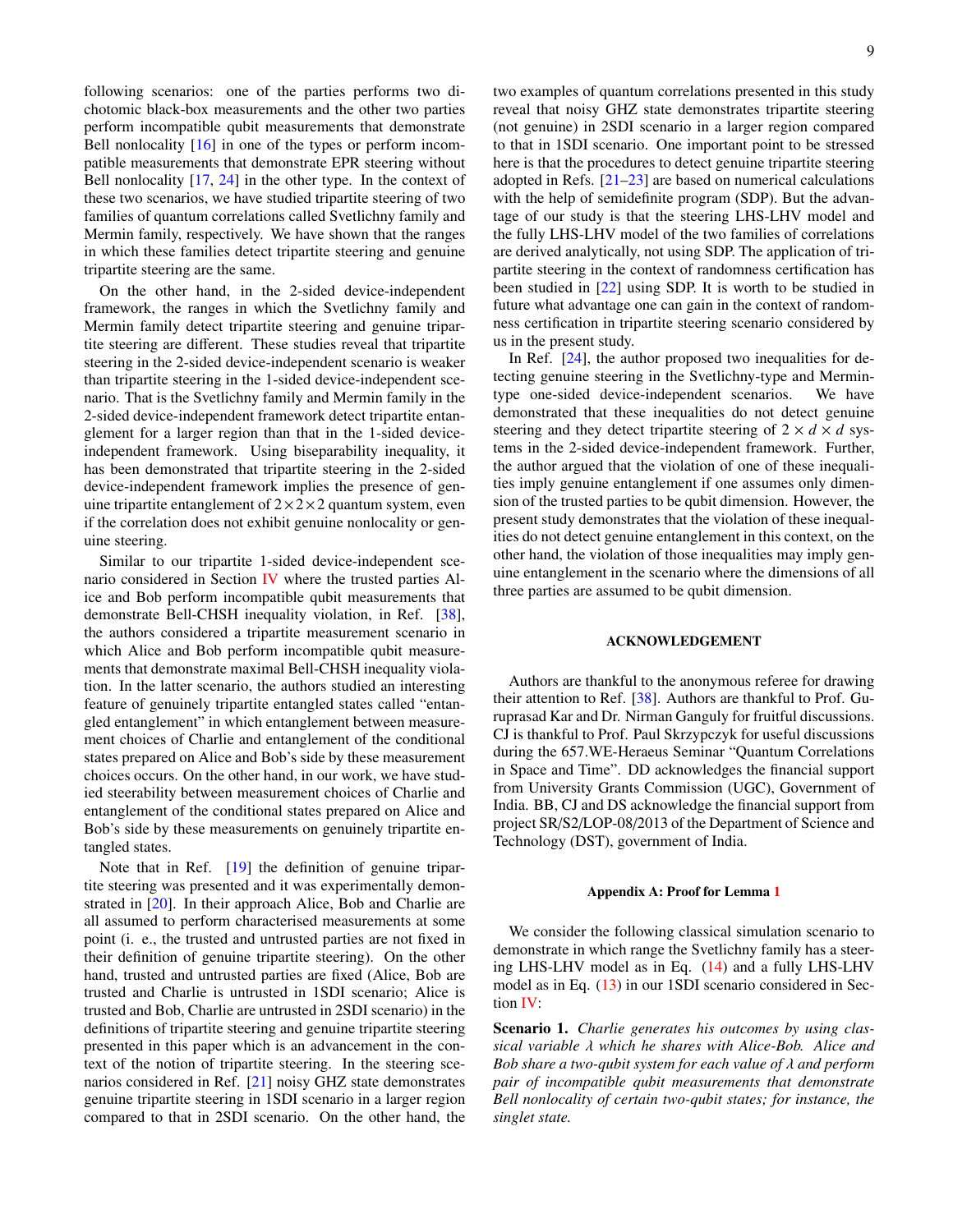following scenarios: one of the parties performs two dichotomic black-box measurements and the other two parties perform incompatible qubit measurements that demonstrate Bell nonlocality [16] in one of the types or perform incompatible measurements that demonstrate EPR steering without Bell nonlocality [17, 24] in the other type. In the context of these two scenarios, we have studied tripartite steering of two families of quantum correlations called Svetlichny family and Mermin family, respectively. We have shown that the ranges in which these families detect tripartite steering and genuine tripartite steering are the same.

On the other hand, in the 2-sided device-independent framework, the ranges in which the Svetlichny family and Mermin family detect tripartite steering and genuine tripartite steering are different. These studies reveal that tripartite steering in the 2-sided device-independent scenario is weaker than tripartite steering in the 1-sided device-independent scenario. That is the Svetlichny family and Mermin family in the 2-sided device-independent framework detect tripartite entanglement for a larger region than that in the 1-sided device-independent framework. Using biseparability inequality, it has been demonstrated that tripartite steering in the 2-sided device-independent framework implies the presence of genuine tripartite entanglement of $2\times2\times2$ quantum system, even if the correlation does not exhibit genuine nonlocality or genuine steering.

Similar to our tripartite 1-sided device-independent scenario considered in Section IV where the trusted parties Alice and Bob perform incompatible qubit measurements that demonstrate Bell-CHSH inequality violation, in Ref. [38], the authors considered a tripartite measurement scenario in which Alice and Bob perform incompatible qubit measurements that demonstrate maximal Bell-CHSH inequality violation. In the latter scenario, the authors studied an interesting feature of genuinely tripartite entangled states called "entangled entanglement" in which entanglement between measurement choices of Charlie and entanglement of the conditional states prepared on Alice and Bob's side by these measurement choices occurs. On the other hand, in our work, we have studied steerability between measurement choices of Charlie and entanglement of the conditional states prepared on Alice and Bob's side by these measurements on genuinely tripartite entangled states.

Note that in Ref. [19] the definition of genuine tripartite steering was presented and it was experimentally demonstrated in [20]. In their approach Alice, Bob and Charlie are all assumed to perform characterised measurements at some point (i. e., the trusted and untrusted parties are not fixed in their definition of genuine tripartite steering). On the other hand, trusted and untrusted parties are fixed (Alice, Bob are trusted and Charlie is untrusted in 1SDI scenario; Alice is trusted and Bob, Charlie are untrusted in 2SDI scenario) in the definitions of tripartite steering and genuine tripartite steering presented in this paper which is an advancement in the context of the notion of tripartite steering. In the steering scenarios considered in Ref. [21] noisy GHZ state demonstrates genuine tripartite steering in 1SDI scenario in a larger region compared to that in 2SDI scenario. On the other hand, the two examples of quantum correlations presented in this study reveal that noisy GHZ state demonstrates tripartite steering (not genuine) in 2SDI scenario in a larger region compared to that in 1SDI scenario. One important point to be stressed here is that the procedures to detect genuine tripartite steering adopted in Refs. [21–23] are based on numerical calculations with the help of semidefinite program (SDP). But the advantage of our study is that the steering LHS-LHV model and the fully LHS-LHV model of the two families of correlations are derived analytically, not using SDP. The application of tripartite steering in the context of randomness certification has been studied in [22] using SDP. It is worth to be studied in future what advantage one can gain in the context of randomness certification in tripartite steering scenario considered by us in the present study.

In Ref. [24], the author proposed two inequalities for detecting genuine steering in the Svetlichny-type and Mermin-type one-sided device-independent scenarios. We have demonstrated that these inequalities do not detect genuine steering and they detect tripartite steering of $2\times d\times d$ systems in the 2-sided device-independent framework. Further, the author argued that the violation of one of these inequalities imply genuine entanglement if one assumes only dimension of the trusted parties to be qubit dimension. However, the present study demonstrates that the violation of these inequalities do not detect genuine entanglement in this context, on the other hand, the violation of those inequalities may imply genuine entanglement in the scenario where the dimensions of all three parties are assumed to be qubit dimension.

## ACKNOWLEDGEMENT

Authors are thankful to the anonymous referee for drawing their attention to Ref. [38]. Authors are thankful to Prof. Guruprasad Kar and Dr. Nirman Ganguly for fruitful discussions. CJ is thankful to Prof. Paul Skrzypczyk for useful discussions during the 657.WE-Heraeus Seminar "Quantum Correlations in Space and Time". DD acknowledges the financial support from University Grants Commission (UGC), Government of India. BB, CJ and DS acknowledge the financial support from project SR/S2/LOP-08/2013 of the Department of Science and Technology (DST), government of India.

### Appendix A: Proof for Lemma 1

We consider the following classical simulation scenario to demonstrate in which range the Svetlichny family has a steering LHS-LHV model as in Eq. (14) and a fully LHS-LHV model as in Eq. (13) in our 1SDI scenario considered in Section IV:

**Scenario 1.** *Charlie generates his outcomes by using classical variable $\lambda$ which he shares with Alice-Bob. Alice and Bob share a two-qubit system for each value of $\lambda$ and perform pair of incompatible qubit measurements that demonstrate Bell nonlocality of certain two-qubit states; for instance, the singlet state.*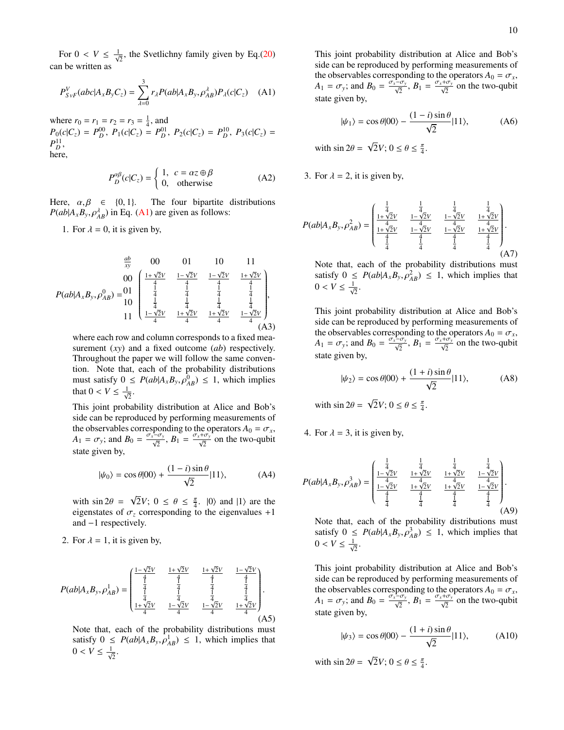For $0 < V \leq \frac{1}{\sqrt{2}}$, the Svetlichny family given by Eq.(20) can be written as

$$P^V_{SvF}(abc|A_xB_yC_z) = \sum_{\lambda=0}^{3} r_\lambda P(ab|A_xB_y, \rho^\lambda_{AB})P_\lambda(c|C_z) \quad \text{(A1)}$$

where $r_0 = r_1 = r_2 = r_3 = \frac{1}{4}$, and
$P_0(c|C_z) = P^{00}_D$, $P_1(c|C_z) = P^{01}_D$, $P_2(c|C_z) = P^{10}_D$, $P_3(c|C_z) = P^{11}_D$,
here,

$$P^{\alpha\beta}_D(c|C_z) = \begin{cases} 1, & c = \alpha z \oplus \beta \\ 0, & \text{otherwise} \end{cases} \quad \text{(A2)}$$

Here, $\alpha, \beta \in \{0, 1\}$. The four bipartite distributions $P(ab|A_xB_y, \rho^\lambda_{AB})$ in Eq. (A1) are given as follows:

1. For $\lambda = 0$, it is given by,

$$P(ab|A_xB_y, \rho^0_{AB}) = \begin{array}{c|cccc} \frac{ab}{xy} & 00 & 01 & 10 & 11 \\ \hline 00 & \frac{1+\sqrt{2}V}{4} & \frac{1-\sqrt{2}V}{4} & \frac{1-\sqrt{2}V}{4} & \frac{1+\sqrt{2}V}{4} \\ 01 & \frac{1}{4} & \frac{1}{4} & \frac{1}{4} & \frac{1}{4} \\ 10 & \frac{1}{4} & \frac{1}{4} & \frac{1}{4} & \frac{1}{4} \\ 11 & \frac{1-\sqrt{2}V}{4} & \frac{1+\sqrt{2}V}{4} & \frac{1+\sqrt{2}V}{4} & \frac{1-\sqrt{2}V}{4} \end{array}, \quad \text{(A3)}$$

where each row and column corresponds to a fixed measurement ($xy$) and a fixed outcome ($ab$) respectively. Throughout the paper we will follow the same convention. Note that, each of the probability distributions must satisfy $0 \leq P(ab|A_xB_y, \rho^0_{AB}) \leq 1$, which implies that $0 < V \leq \frac{1}{\sqrt{2}}$.

This joint probability distribution at Alice and Bob's side can be reproduced by performing measurements of the observables corresponding to the operators $A_0 = \sigma_x$, $A_1 = \sigma_y$; and $B_0 = \frac{\sigma_x - \sigma_y}{\sqrt{2}}$, $B_1 = \frac{\sigma_x + \sigma_y}{\sqrt{2}}$ on the two-qubit state given by,

$$|\psi_0\rangle = \cos\theta|00\rangle + \frac{(1-i)\sin\theta}{\sqrt{2}}|11\rangle, \quad \text{(A4)}$$

with $\sin 2\theta = \sqrt{2}V$; $0 \leq \theta \leq \frac{\pi}{4}$. $|0\rangle$ and $|1\rangle$ are the eigenstates of $\sigma_z$ corresponding to the eigenvalues $+1$ and $-1$ respectively.

2. For $\lambda = 1$, it is given by,

$$P(ab|A_xB_y, \rho^1_{AB}) = \begin{pmatrix} \frac{1-\sqrt{2}V}{4} & \frac{1+\sqrt{2}V}{4} & \frac{1+\sqrt{2}V}{4} & \frac{1-\sqrt{2}V}{4} \\ \frac{1}{4} & \frac{1}{4} & \frac{1}{4} & \frac{1}{4} \\ \frac{1}{4} & \frac{1}{4} & \frac{1}{4} & \frac{1}{4} \\ \frac{1+\sqrt{2}V}{4} & \frac{1-\sqrt{2}V}{4} & \frac{1-\sqrt{2}V}{4} & \frac{1+\sqrt{2}V}{4} \end{pmatrix}. \quad \text{(A5)}$$

Note that, each of the probability distributions must satisfy $0 \leq P(ab|A_xB_y, \rho^1_{AB}) \leq 1$, which implies that $0 < V \leq \frac{1}{\sqrt{2}}$.

This joint probability distribution at Alice and Bob's side can be reproduced by performing measurements of the observables corresponding to the operators $A_0 = \sigma_x$, $A_1 = \sigma_y$; and $B_0 = \frac{\sigma_x - \sigma_y}{\sqrt{2}}$, $B_1 = \frac{\sigma_x + \sigma_y}{\sqrt{2}}$ on the two-qubit state given by,

$$|\psi_1\rangle = \cos\theta|00\rangle - \frac{(1-i)\sin\theta}{\sqrt{2}}|11\rangle, \quad \text{(A6)}$$

with $\sin 2\theta = \sqrt{2}V$; $0 \leq \theta \leq \frac{\pi}{4}$.

3. For $\lambda = 2$, it is given by,

$$P(ab|A_xB_y, \rho^2_{AB}) = \begin{pmatrix} \frac{1}{4} & \frac{1}{4} & \frac{1}{4} & \frac{1}{4} \\ \frac{1+\sqrt{2}V}{4} & \frac{1-\sqrt{2}V}{4} & \frac{1-\sqrt{2}V}{4} & \frac{1+\sqrt{2}V}{4} \\ \frac{1+\sqrt{2}V}{4} & \frac{1-\sqrt{2}V}{4} & \frac{1-\sqrt{2}V}{4} & \frac{1+\sqrt{2}V}{4} \\ \frac{1}{4} & \frac{1}{4} & \frac{1}{4} & \frac{1}{4} \end{pmatrix}. \quad \text{(A7)}$$

Note that, each of the probability distributions must satisfy $0 \leq P(ab|A_xB_y, \rho^2_{AB}) \leq 1$, which implies that $0 < V \leq \frac{1}{\sqrt{2}}$.

This joint probability distribution at Alice and Bob's side can be reproduced by performing measurements of the observables corresponding to the operators $A_0 = \sigma_x$, $A_1 = \sigma_y$; and $B_0 = \frac{\sigma_x - \sigma_y}{\sqrt{2}}$, $B_1 = \frac{\sigma_x + \sigma_y}{\sqrt{2}}$ on the two-qubit state given by,

$$|\psi_2\rangle = \cos\theta|00\rangle + \frac{(1+i)\sin\theta}{\sqrt{2}}|11\rangle, \quad \text{(A8)}$$

with $\sin 2\theta = \sqrt{2}V$; $0 \leq \theta \leq \frac{\pi}{4}$.

4. For $\lambda = 3$, it is given by,

$$P(ab|A_xB_y, \rho^3_{AB}) = \begin{pmatrix} \frac{1}{4} & \frac{1}{4} & \frac{1}{4} & \frac{1}{4} \\ \frac{1-\sqrt{2}V}{4} & \frac{1+\sqrt{2}V}{4} & \frac{1+\sqrt{2}V}{4} & \frac{1-\sqrt{2}V}{4} \\ \frac{1-\sqrt{2}V}{4} & \frac{1+\sqrt{2}V}{4} & \frac{1+\sqrt{2}V}{4} & \frac{1-\sqrt{2}V}{4} \\ \frac{1}{4} & \frac{1}{4} & \frac{1}{4} & \frac{1}{4} \end{pmatrix}. \quad \text{(A9)}$$

Note that, each of the probability distributions must satisfy $0 \leq P(ab|A_xB_y, \rho^3_{AB}) \leq 1$, which implies that $0 < V \leq \frac{1}{\sqrt{2}}$.

This joint probability distribution at Alice and Bob's side can be reproduced by performing measurements of the observables corresponding to the operators $A_0 = \sigma_x$, $A_1 = \sigma_y$; and $B_0 = \frac{\sigma_x - \sigma_y}{\sqrt{2}}$, $B_1 = \frac{\sigma_x + \sigma_y}{\sqrt{2}}$ on the two-qubit state given by,

$$|\psi_3\rangle = \cos\theta|00\rangle - \frac{(1+i)\sin\theta}{\sqrt{2}}|11\rangle, \quad \text{(A10)}$$

with $\sin 2\theta = \sqrt{2}V$; $0 \leq \theta \leq \frac{\pi}{4}$.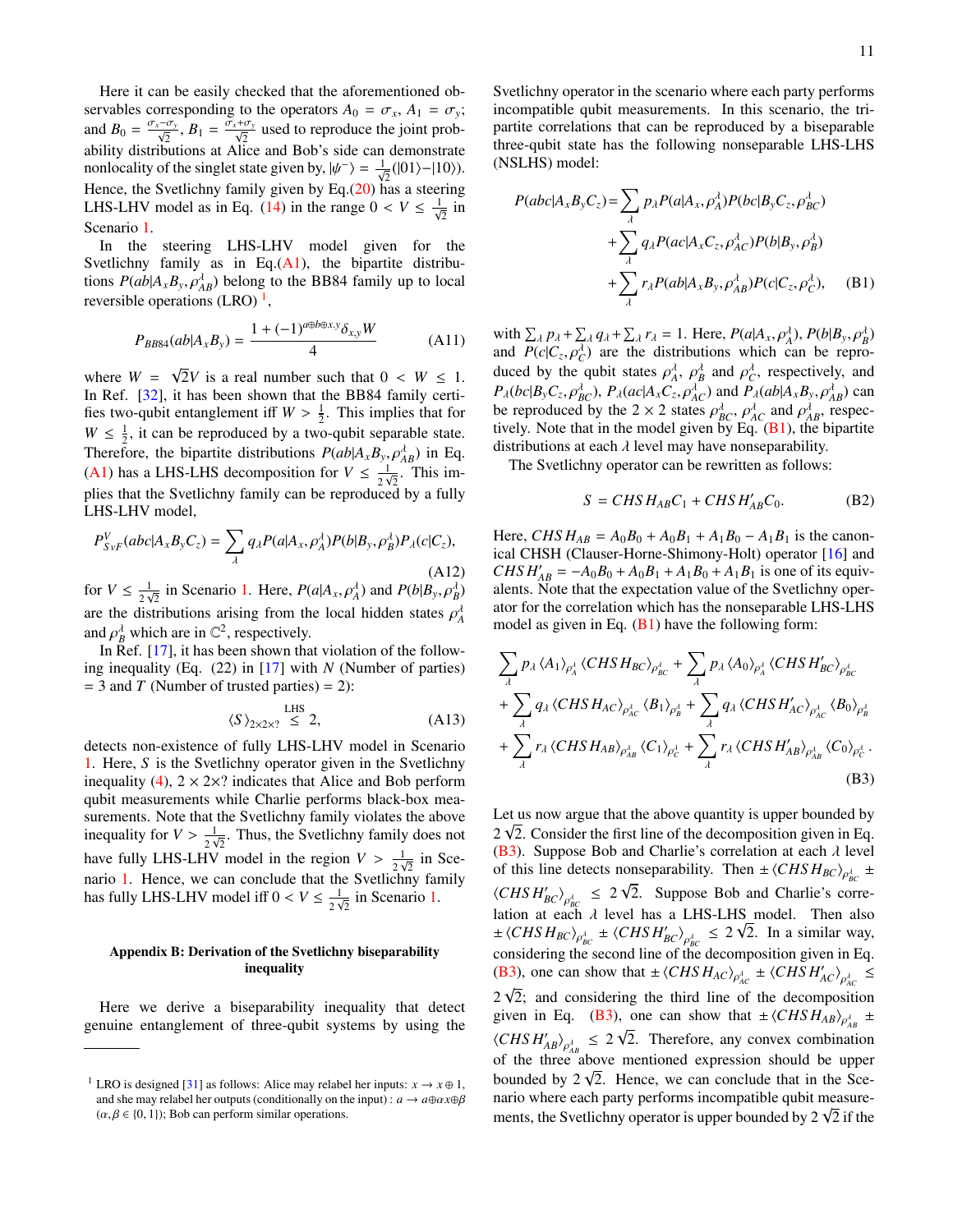Here it can be easily checked that the aforementioned observables corresponding to the operators $A_0 = \sigma_x$, $A_1 = \sigma_y$; and $B_0 = \frac{\sigma_x - \sigma_y}{\sqrt{2}}$, $B_1 = \frac{\sigma_x + \sigma_y}{\sqrt{2}}$ used to reproduce the joint probability distributions at Alice and Bob's side can demonstrate nonlocality of the singlet state given by, $|\psi^-\rangle = \frac{1}{\sqrt{2}}(|01\rangle - |10\rangle)$. Hence, the Svetlichny family given by Eq.(20) has a steering LHS-LHV model as in Eq. (14) in the range $0 < V \leq \frac{1}{\sqrt{2}}$ in Scenario 1.

In the steering LHS-LHV model given for the Svetlichny family as in Eq.(A1), the bipartite distributions $P(ab|A_xB_y, \rho^\lambda_{AB})$ belong to the BB84 family up to local reversible operations (LRO) [1],

$$P_{BB84}(ab|A_xB_y) = \frac{1 + (-1)^{a\oplus b\oplus x.y}\delta_{x,y}W}{4} \tag{A11}$$

where $W = \sqrt{2}V$ is a real number such that $0 < W \leq 1$. In Ref. [32], it has been shown that the BB84 family certifies two-qubit entanglement iff $W > \frac{1}{2}$. This implies that for $W \leq \frac{1}{2}$, it can be reproduced by a two-qubit separable state. Therefore, the bipartite distributions $P(ab|A_xB_y, \rho^\lambda_{AB})$ in Eq. (A1) has a LHS-LHS decomposition for $V \leq \frac{1}{2\sqrt{2}}$. This implies that the Svetlichny family can be reproduced by a fully LHS-LHV model,

$$P^V_{SvF}(abc|A_xB_yC_z) = \sum_\lambda q_\lambda P(a|A_x, \rho^\lambda_A)P(b|B_y, \rho^\lambda_B)P_\lambda(c|C_z), \tag{A12}$$

for $V \leq \frac{1}{2\sqrt{2}}$ in Scenario 1. Here, $P(a|A_x, \rho^\lambda_A)$ and $P(b|B_y, \rho^\lambda_B)$ are the distributions arising from the local hidden states $\rho^\lambda_A$ and $\rho^\lambda_B$ which are in $\mathbb{C}^2$, respectively.

In Ref. [17], it has been shown that violation of the following inequality (Eq. (22) in [17] with $N$ (Number of parties) = 3 and $T$ (Number of trusted parties) = 2):

$$\langle S \rangle_{2\times 2\times ?} \overset{\text{LHS}}{\leq} 2, \tag{A13}$$

detects non-existence of fully LHS-LHV model in Scenario 1. Here, $S$ is the Svetlichny operator given in the Svetlichny inequality (4), $2\times 2\times ?$ indicates that Alice and Bob perform qubit measurements while Charlie performs black-box measurements. Note that the Svetlichny family violates the above inequality for $V > \frac{1}{2\sqrt{2}}$. Thus, the Svetlichny family does not have fully LHS-LHV model in the region $V > \frac{1}{2\sqrt{2}}$ in Scenario 1. Hence, we can conclude that the Svetlichny family has fully LHS-LHV model iff $0 < V \leq \frac{1}{2\sqrt{2}}$ in Scenario 1.

[1] LRO is designed [31] as follows: Alice may relabel her inputs: $x \to x \oplus 1$, and she may relabel her outputs (conditionally on the input) : $a \to a \oplus \alpha x \oplus \beta$ ($\alpha, \beta \in \{0, 1\}$); Bob can perform similar operations.

## Appendix B: Derivation of the Svetlichny biseparability inequality

Here we derive a biseparability inequality that detect genuine entanglement of three-qubit systems by using the Svetlichny operator in the scenario where each party performs incompatible qubit measurements. In this scenario, the tripartite correlations that can be reproduced by a biseparable three-qubit state has the following nonseparable LHS-LHS (NSLHS) model:

$$\begin{aligned} P(abc|A_xB_yC_z) =& \sum_\lambda p_\lambda P(a|A_x, \rho^\lambda_A)P(bc|B_yC_z, \rho^\lambda_{BC}) \\ &+ \sum_\lambda q_\lambda P(ac|A_xC_z, \rho^\lambda_{AC})P(b|B_y, \rho^\lambda_B) \\ &+ \sum_\lambda r_\lambda P(ab|A_xB_y, \rho^\lambda_{AB})P(c|C_z, \rho^\lambda_C), \end{aligned} \tag{B1}$$

with $\sum_\lambda p_\lambda + \sum_\lambda q_\lambda + \sum_\lambda r_\lambda = 1$. Here, $P(a|A_x, \rho^\lambda_A)$, $P(b|B_y, \rho^\lambda_B)$ and $P(c|C_z, \rho^\lambda_C)$ are the distributions which can be reproduced by the qubit states $\rho^\lambda_A$, $\rho^\lambda_B$ and $\rho^\lambda_C$, respectively, and $P_\lambda(bc|B_yC_z, \rho^\lambda_{BC})$, $P_\lambda(ac|A_xC_z, \rho^\lambda_{AC})$ and $P_\lambda(ab|A_xB_y, \rho^\lambda_{AB})$ can be reproduced by the $2\times 2$ states $\rho^\lambda_{BC}$, $\rho^\lambda_{AC}$ and $\rho^\lambda_{AB}$, respectively. Note that in the model given by Eq. (B1), the bipartite distributions at each $\lambda$ level may have nonseparability.

The Svetlichny operator can be rewritten as follows:

$$S = CHSH_{AB}C_1 + CHSH'_{AB}C_0. \tag{B2}$$

Here, $CHSH_{AB} = A_0B_0 + A_0B_1 + A_1B_0 - A_1B_1$ is the canonical CHSH (Clauser-Horne-Shimony-Holt) operator [16] and $CHSH'_{AB} = -A_0B_0 + A_0B_1 + A_1B_0 + A_1B_1$ is one of its equivalents. Note that the expectation value of the Svetlichny operator for the correlation which has the nonseparable LHS-LHS model as given in Eq. (B1) have the following form:

$$\begin{aligned} &\sum_\lambda p_\lambda \langle A_1\rangle_{\rho^\lambda_A} \langle CHSH_{BC}\rangle_{\rho^\lambda_{BC}} + \sum_\lambda p_\lambda \langle A_0\rangle_{\rho^\lambda_A} \langle CHSH'_{BC}\rangle_{\rho^\lambda_{BC}} \\ &+ \sum_\lambda q_\lambda \langle CHSH_{AC}\rangle_{\rho^\lambda_{AC}} \langle B_1\rangle_{\rho^\lambda_B} + \sum_\lambda q_\lambda \langle CHSH'_{AC}\rangle_{\rho^\lambda_{AC}} \langle B_0\rangle_{\rho^\lambda_B} \\ &+ \sum_\lambda r_\lambda \langle CHSH_{AB}\rangle_{\rho^\lambda_{AB}} \langle C_1\rangle_{\rho^\lambda_C} + \sum_\lambda r_\lambda \langle CHSH'_{AB}\rangle_{\rho^\lambda_{AB}} \langle C_0\rangle_{\rho^\lambda_C}. \end{aligned} \tag{B3}$$

Let us now argue that the above quantity is upper bounded by $2\sqrt{2}$. Consider the first line of the decomposition given in Eq. (B3). Suppose Bob and Charlie's correlation at each $\lambda$ level of this line detects nonseparability. Then $\pm\langle CHSH_{BC}\rangle_{\rho^\lambda_{BC}} \pm \langle CHSH'_{BC}\rangle_{\rho^\lambda_{BC}} \leq 2\sqrt{2}$. Suppose Bob and Charlie's correlation at each $\lambda$ level has a LHS-LHS model. Then also $\pm\langle CHSH_{BC}\rangle_{\rho^\lambda_{BC}} \pm \langle CHSH'_{BC}\rangle_{\rho^\lambda_{BC}} \leq 2\sqrt{2}$. In a similar way, considering the second line of the decomposition given in Eq. (B3), one can show that $\pm\langle CHSH_{AC}\rangle_{\rho^\lambda_{AC}} \pm \langle CHSH'_{AC}\rangle_{\rho^\lambda_{AC}} \leq 2\sqrt{2}$; and considering the third line of the decomposition given in Eq. (B3), one can show that $\pm\langle CHSH_{AB}\rangle_{\rho^\lambda_{AB}} \pm \langle CHSH'_{AB}\rangle_{\rho^\lambda_{AB}} \leq 2\sqrt{2}$. Therefore, any convex combination of the three above mentioned expression should be upper bounded by $2\sqrt{2}$. Hence, we can conclude that in the Scenario where each party performs incompatible qubit measurements, the Svetlichny operator is upper bounded by $2\sqrt{2}$ if the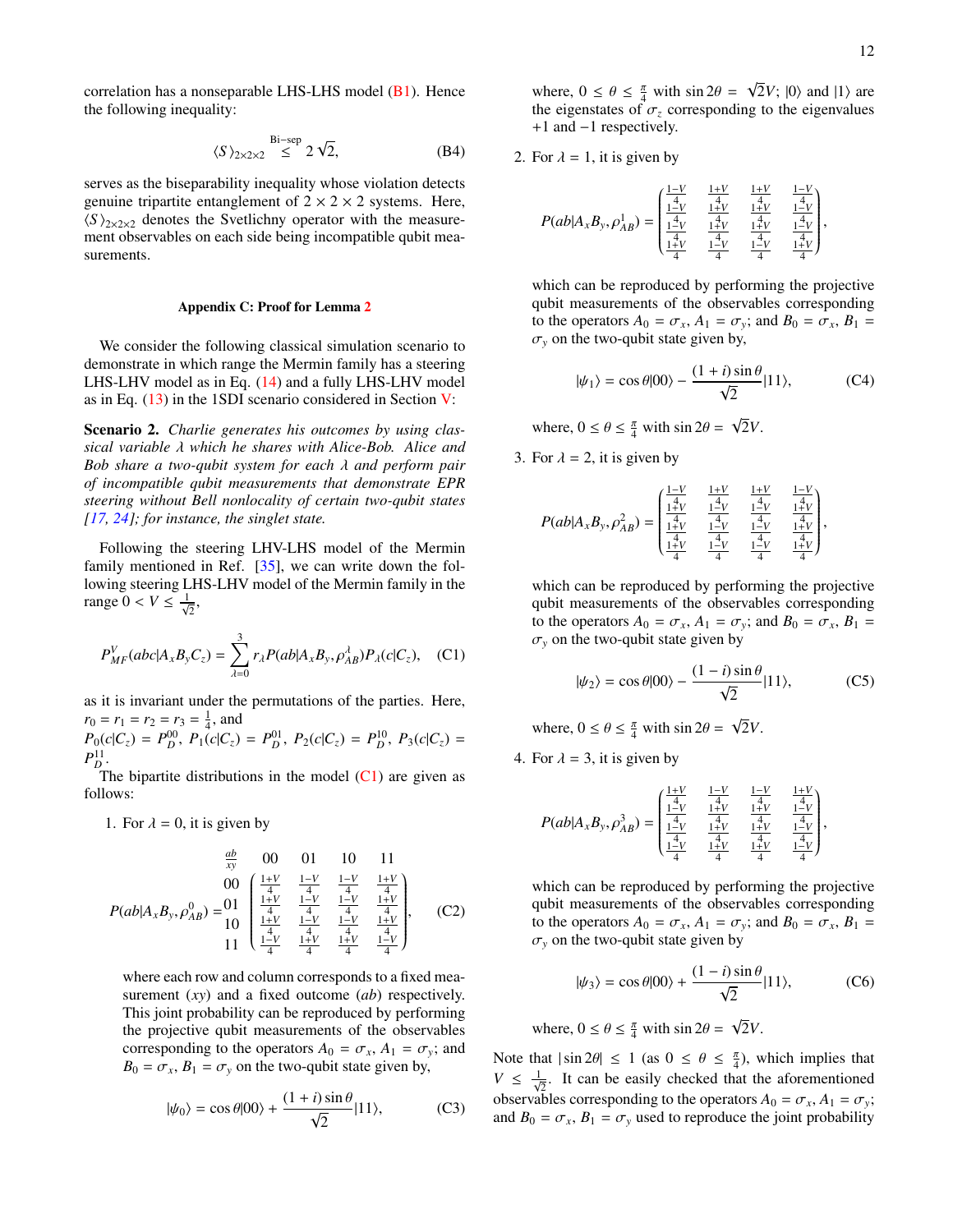correlation has a nonseparable LHS-LHS model (B1). Hence the following inequality:

$$\langle S \rangle_{2\times2\times2} \overset{\text{Bi-sep}}{\leq} 2\sqrt{2}, \tag{B4}$$

serves as the biseparability inequality whose violation detects genuine tripartite entanglement of $2\times2\times2$ systems. Here, $\langle S \rangle_{2\times2\times2}$ denotes the Svetlichny operator with the measurement observables on each side being incompatible qubit measurements.

## Appendix C: Proof for Lemma 2

We consider the following classical simulation scenario to demonstrate in which range the Mermin family has a steering LHS-LHV model as in Eq. (14) and a fully LHS-LHV model as in Eq. (13) in the 1SDI scenario considered in Section V:

**Scenario 2.** *Charlie generates his outcomes by using classical variable $\lambda$ which he shares with Alice-Bob. Alice and Bob share a two-qubit system for each $\lambda$ and perform pair of incompatible qubit measurements that demonstrate EPR steering without Bell nonlocality of certain two-qubit states [17, 24]; for instance, the singlet state.*

Following the steering LHV-LHS model of the Mermin family mentioned in Ref. [35], we can write down the following steering LHS-LHV model of the Mermin family in the range $0 < V \leq \frac{1}{\sqrt{2}}$,

$$P^V_{MF}(abc|A_xB_yC_z) = \sum_{\lambda=0}^{3} r_\lambda P(ab|A_xB_y,\rho^\lambda_{AB})P_\lambda(c|C_z), \tag{C1}$$

as it is invariant under the permutations of the parties. Here, $r_0 = r_1 = r_2 = r_3 = \frac{1}{4}$, and $P_0(c|C_z) = P^{00}_D$, $P_1(c|C_z) = P^{01}_D$, $P_2(c|C_z) = P^{10}_D$, $P_3(c|C_z) = P^{11}_D$.

The bipartite distributions in the model (C1) are given as follows:

1. For $\lambda = 0$, it is given by

$$P(ab|A_xB_y,\rho^0_{AB}) = \begin{array}{c|cccc} {}^{ab}_{xy} & 00 & 01 & 10 & 11 \\ \hline 00 & \frac{1+V}{4} & \frac{1-V}{4} & \frac{1-V}{4} & \frac{1+V}{4} \\ 01 & \frac{1+V}{4} & \frac{1-V}{4} & \frac{1-V}{4} & \frac{1+V}{4} \\ 10 & \frac{1+V}{4} & \frac{1-V}{4} & \frac{1-V}{4} & \frac{1+V}{4} \\ 11 & \frac{1-V}{4} & \frac{1+V}{4} & \frac{1+V}{4} & \frac{1-V}{4} \end{array}, \tag{C2}$$

   where each row and column corresponds to a fixed measurement $(xy)$ and a fixed outcome $(ab)$ respectively. This joint probability can be reproduced by performing the projective qubit measurements of the observables corresponding to the operators $A_0 = \sigma_x$, $A_1 = \sigma_y$; and $B_0 = \sigma_x$, $B_1 = \sigma_y$ on the two-qubit state given by,

$$|\psi_0\rangle = \cos\theta|00\rangle + \frac{(1+i)\sin\theta}{\sqrt{2}}|11\rangle, \tag{C3}$$

   where, $0 \leq \theta \leq \frac{\pi}{4}$ with $\sin 2\theta = \sqrt{2}V$; $|0\rangle$ and $|1\rangle$ are the eigenstates of $\sigma_z$ corresponding to the eigenvalues $+1$ and $-1$ respectively.

2. For $\lambda = 1$, it is given by

$$P(ab|A_xB_y,\rho^1_{AB}) = \begin{pmatrix} \frac{1-V}{4} & \frac{1+V}{4} & \frac{1+V}{4} & \frac{1-V}{4} \\ \frac{1-V}{4} & \frac{1+V}{4} & \frac{1+V}{4} & \frac{1-V}{4} \\ \frac{1-V}{4} & \frac{1+V}{4} & \frac{1+V}{4} & \frac{1-V}{4} \\ \frac{1+V}{4} & \frac{1-V}{4} & \frac{1-V}{4} & \frac{1+V}{4} \end{pmatrix},$$

   which can be reproduced by performing the projective qubit measurements of the observables corresponding to the operators $A_0 = \sigma_x$, $A_1 = \sigma_y$; and $B_0 = \sigma_x$, $B_1 = \sigma_y$ on the two-qubit state given by,

$$|\psi_1\rangle = \cos\theta|00\rangle - \frac{(1+i)\sin\theta}{\sqrt{2}}|11\rangle, \tag{C4}$$

   where, $0 \leq \theta \leq \frac{\pi}{4}$ with $\sin 2\theta = \sqrt{2}V$.

3. For $\lambda = 2$, it is given by

$$P(ab|A_xB_y,\rho^2_{AB}) = \begin{pmatrix} \frac{1-V}{4} & \frac{1+V}{4} & \frac{1+V}{4} & \frac{1-V}{4} \\ \frac{1+V}{4} & \frac{1-V}{4} & \frac{1-V}{4} & \frac{1+V}{4} \\ \frac{1+V}{4} & \frac{1-V}{4} & \frac{1-V}{4} & \frac{1+V}{4} \\ \frac{1+V}{4} & \frac{1-V}{4} & \frac{1-V}{4} & \frac{1+V}{4} \end{pmatrix},$$

   which can be reproduced by performing the projective qubit measurements of the observables corresponding to the operators $A_0 = \sigma_x$, $A_1 = \sigma_y$; and $B_0 = \sigma_x$, $B_1 = \sigma_y$ on the two-qubit state given by

$$|\psi_2\rangle = \cos\theta|00\rangle - \frac{(1-i)\sin\theta}{\sqrt{2}}|11\rangle, \tag{C5}$$

   where, $0 \leq \theta \leq \frac{\pi}{4}$ with $\sin 2\theta = \sqrt{2}V$.

4. For $\lambda = 3$, it is given by

$$P(ab|A_xB_y,\rho^3_{AB}) = \begin{pmatrix} \frac{1+V}{4} & \frac{1-V}{4} & \frac{1-V}{4} & \frac{1+V}{4} \\ \frac{1-V}{4} & \frac{1+V}{4} & \frac{1+V}{4} & \frac{1-V}{4} \\ \frac{1-V}{4} & \frac{1+V}{4} & \frac{1+V}{4} & \frac{1-V}{4} \\ \frac{1-V}{4} & \frac{1+V}{4} & \frac{1+V}{4} & \frac{1-V}{4} \end{pmatrix},$$

   which can be reproduced by performing the projective qubit measurements of the observables corresponding to the operators $A_0 = \sigma_x$, $A_1 = \sigma_y$; and $B_0 = \sigma_x$, $B_1 = \sigma_y$ on the two-qubit state given by

$$|\psi_3\rangle = \cos\theta|00\rangle + \frac{(1-i)\sin\theta}{\sqrt{2}}|11\rangle, \tag{C6}$$

   where, $0 \leq \theta \leq \frac{\pi}{4}$ with $\sin 2\theta = \sqrt{2}V$.

Note that $|\sin 2\theta| \leq 1$ (as $0 \leq \theta \leq \frac{\pi}{4}$), which implies that $V \leq \frac{1}{\sqrt{2}}$. It can be easily checked that the aforementioned observables corresponding to the operators $A_0 = \sigma_x$, $A_1 = \sigma_y$; and $B_0 = \sigma_x$, $B_1 = \sigma_y$ used to reproduce the joint probability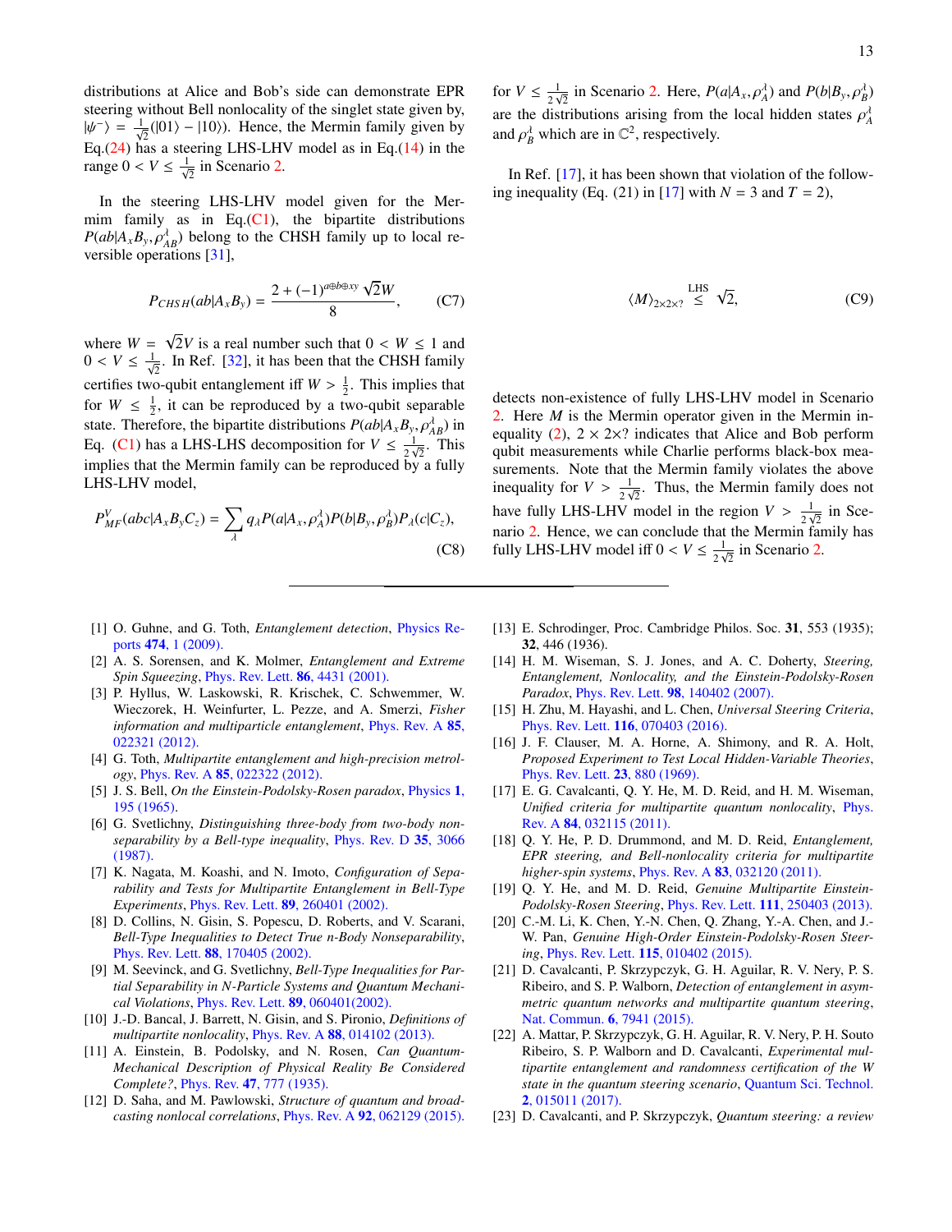distributions at Alice and Bob's side can demonstrate EPR steering without Bell nonlocality of the singlet state given by, $|\psi^-\rangle = \frac{1}{\sqrt{2}}(|01\rangle - |10\rangle)$. Hence, the Mermin family given by Eq.(24) has a steering LHS-LHV model as in Eq.(14) in the range $0 < V \leq \frac{1}{\sqrt{2}}$ in Scenario 2.

In the steering LHS-LHV model given for the Mermim family as in Eq.(C1), the bipartite distributions $P(ab|A_xB_y,\rho^\lambda_{AB})$ belong to the CHSH family up to local reversible operations [31],

$$P_{CHSH}(ab|A_xB_y) = \frac{2 + (-1)^{a\oplus b\oplus xy}\sqrt{2}W}{8}, \tag{C7}$$

where $W = \sqrt{2}V$ is a real number such that $0 < W \leq 1$ and $0 < V \leq \frac{1}{\sqrt{2}}$. In Ref. [32], it has been that the CHSH family certifies two-qubit entanglement iff $W > \frac{1}{2}$. This implies that for $W \leq \frac{1}{2}$, it can be reproduced by a two-qubit separable state. Therefore, the bipartite distributions $P(ab|A_xB_y,\rho^\lambda_{AB})$ in Eq. (C1) has a LHS-LHS decomposition for $V \leq \frac{1}{2\sqrt{2}}$. This implies that the Mermin family can be reproduced by a fully LHS-LHV model,

$$P^V_{MF}(abc|A_xB_yC_z) = \sum_\lambda q_\lambda P(a|A_x,\rho^\lambda_A)P(b|B_y,\rho^\lambda_B)P_\lambda(c|C_z), \tag{C8}$$

for $V \leq \frac{1}{2\sqrt{2}}$ in Scenario 2. Here, $P(a|A_x,\rho^\lambda_A)$ and $P(b|B_y,\rho^\lambda_B)$ are the distributions arising from the local hidden states $\rho^\lambda_A$ and $\rho^\lambda_B$ which are in $\mathbb{C}^2$, respectively.

In Ref. [17], it has been shown that violation of the following inequality (Eq. (21) in [17] with $N = 3$ and $T = 2$),

$$\langle M\rangle_{2\times 2\times ?} \overset{\text{LHS}}{\leq} \sqrt{2}, \tag{C9}$$

detects non-existence of fully LHS-LHV model in Scenario 2. Here $M$ is the Mermin operator given in the Mermin inequality (2), $2 \times 2\times ?$ indicates that Alice and Bob perform qubit measurements while Charlie performs black-box measurements. Note that the Mermin family violates the above inequality for $V > \frac{1}{2\sqrt{2}}$. Thus, the Mermin family does not have fully LHS-LHV model in the region $V > \frac{1}{2\sqrt{2}}$ in Scenario 2. Hence, we can conclude that the Mermin family has fully LHS-LHV model iff $0 < V \leq \frac{1}{2\sqrt{2}}$ in Scenario 2.

---

[1] O. Guhne, and G. Toth, *Entanglement detection*, Physics Reports **474**, 1 (2009).

[2] A. S. Sorensen, and K. Molmer, *Entanglement and Extreme Spin Squeezing*, Phys. Rev. Lett. **86**, 4431 (2001).

[3] P. Hyllus, W. Laskowski, R. Krischek, C. Schwemmer, W. Wieczorek, H. Weinfurter, L. Pezze, and A. Smerzi, *Fisher information and multiparticle entanglement*, Phys. Rev. A **85**, 022321 (2012).

[4] G. Toth, *Multipartite entanglement and high-precision metrology*, Phys. Rev. A **85**, 022322 (2012).

[5] J. S. Bell, *On the Einstein-Podolsky-Rosen paradox*, Physics **1**, 195 (1965).

[6] G. Svetlichny, *Distinguishing three-body from two-body nonseparability by a Bell-type inequality*, Phys. Rev. D **35**, 3066 (1987).

[7] K. Nagata, M. Koashi, and N. Imoto, *Configuration of Separability and Tests for Multipartite Entanglement in Bell-Type Experiments*, Phys. Rev. Lett. **89**, 260401 (2002).

[8] D. Collins, N. Gisin, S. Popescu, D. Roberts, and V. Scarani, *Bell-Type Inequalities to Detect True n-Body Nonseparability*, Phys. Rev. Lett. **88**, 170405 (2002).

[9] M. Seevinck, and G. Svetlichny, *Bell-Type Inequalities for Partial Separability in N-Particle Systems and Quantum Mechanical Violations*, Phys. Rev. Lett. **89**, 060401(2002).

[10] J.-D. Bancal, J. Barrett, N. Gisin, and S. Pironio, *Definitions of multipartite nonlocality*, Phys. Rev. A **88**, 014102 (2013).

[11] A. Einstein, B. Podolsky, and N. Rosen, *Can Quantum-Mechanical Description of Physical Reality Be Considered Complete?*, Phys. Rev. **47**, 777 (1935).

[12] D. Saha, and M. Pawlowski, *Structure of quantum and broadcasting nonlocal correlations*, Phys. Rev. A **92**, 062129 (2015).

[13] E. Schrodinger, Proc. Cambridge Philos. Soc. **31**, 553 (1935); **32**, 446 (1936).

[14] H. M. Wiseman, S. J. Jones, and A. C. Doherty, *Steering, Entanglement, Nonlocality, and the Einstein-Podolsky-Rosen Paradox*, Phys. Rev. Lett. **98**, 140402 (2007).

[15] H. Zhu, M. Hayashi, and L. Chen, *Universal Steering Criteria*, Phys. Rev. Lett. **116**, 070403 (2016).

[16] J. F. Clauser, M. A. Horne, A. Shimony, and R. A. Holt, *Proposed Experiment to Test Local Hidden-Variable Theories*, Phys. Rev. Lett. **23**, 880 (1969).

[17] E. G. Cavalcanti, Q. Y. He, M. D. Reid, and H. M. Wiseman, *Unified criteria for multipartite quantum nonlocality*, Phys. Rev. A **84**, 032115 (2011).

[18] Q. Y. He, P. D. Drummond, and M. D. Reid, *Entanglement, EPR steering, and Bell-nonlocality criteria for multipartite higher-spin systems*, Phys. Rev. A **83**, 032120 (2011).

[19] Q. Y. He, and M. D. Reid, *Genuine Multipartite Einstein-Podolsky-Rosen Steering*, Phys. Rev. Lett. **111**, 250403 (2013).

[20] C.-M. Li, K. Chen, Y.-N. Chen, Q. Zhang, Y.-A. Chen, and J.-W. Pan, *Genuine High-Order Einstein-Podolsky-Rosen Steering*, Phys. Rev. Lett. **115**, 010402 (2015).

[21] D. Cavalcanti, P. Skrzypczyk, G. H. Aguilar, R. V. Nery, P. S. Ribeiro, and S. P. Walborn, *Detection of entanglement in asymmetric quantum networks and multipartite quantum steering*, Nat. Commun. **6**, 7941 (2015).

[22] A. Mattar, P. Skrzypczyk, G. H. Aguilar, R. V. Nery, P. H. Souto Ribeiro, S. P. Walborn and D. Cavalcanti, *Experimental multipartite entanglement and randomness certification of the W state in the quantum steering scenario*, Quantum Sci. Technol. **2**, 015011 (2017).

[23] D. Cavalcanti, and P. Skrzypczyk, *Quantum steering: a review*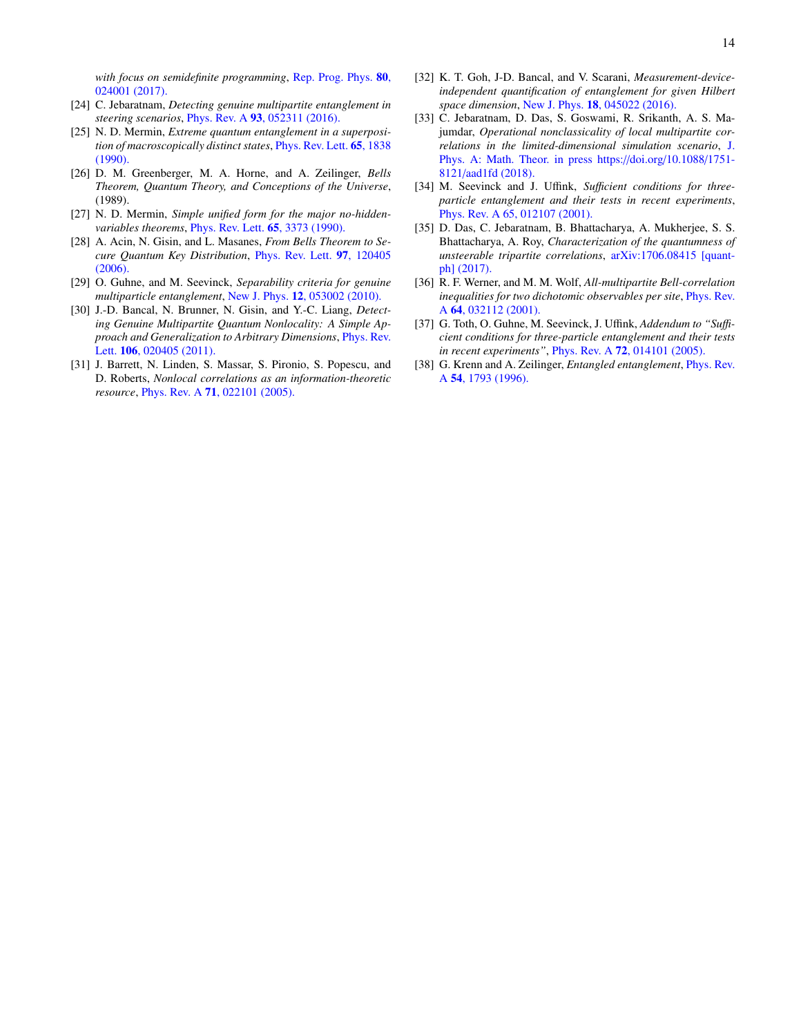*with focus on semidefinite programming*, Rep. Prog. Phys. **80**, 024001 (2017).

[24] C. Jebaratnam, *Detecting genuine multipartite entanglement in steering scenarios*, Phys. Rev. A **93**, 052311 (2016).

[25] N. D. Mermin, *Extreme quantum entanglement in a superposition of macroscopically distinct states*, Phys. Rev. Lett. **65**, 1838 (1990).

[26] D. M. Greenberger, M. A. Horne, and A. Zeilinger, *Bells Theorem, Quantum Theory, and Conceptions of the Universe*, (1989).

[27] N. D. Mermin, *Simple unified form for the major no-hidden-variables theorems*, Phys. Rev. Lett. **65**, 3373 (1990).

[28] A. Acin, N. Gisin, and L. Masanes, *From Bells Theorem to Secure Quantum Key Distribution*, Phys. Rev. Lett. **97**, 120405 (2006).

[29] O. Guhne, and M. Seevinck, *Separability criteria for genuine multiparticle entanglement*, New J. Phys. **12**, 053002 (2010).

[30] J.-D. Bancal, N. Brunner, N. Gisin, and Y.-C. Liang, *Detecting Genuine Multipartite Quantum Nonlocality: A Simple Approach and Generalization to Arbitrary Dimensions*, Phys. Rev. Lett. **106**, 020405 (2011).

[31] J. Barrett, N. Linden, S. Massar, S. Pironio, S. Popescu, and D. Roberts, *Nonlocal correlations as an information-theoretic resource*, Phys. Rev. A **71**, 022101 (2005).

[32] K. T. Goh, J-D. Bancal, and V. Scarani, *Measurement-device-independent quantification of entanglement for given Hilbert space dimension*, New J. Phys. **18**, 045022 (2016).

[33] C. Jebaratnam, D. Das, S. Goswami, R. Srikanth, A. S. Majumdar, *Operational nonclassicality of local multipartite correlations in the limited-dimensional simulation scenario*, J. Phys. A: Math. Theor. in press https://doi.org/10.1088/1751-8121/aad1fd (2018).

[34] M. Seevinck and J. Uffink, *Sufficient conditions for three-particle entanglement and their tests in recent experiments*, Phys. Rev. A 65, 012107 (2001).

[35] D. Das, C. Jebaratnam, B. Bhattacharya, A. Mukherjee, S. S. Bhattacharya, A. Roy, *Characterization of the quantumness of unsteerable tripartite correlations*, arXiv:1706.08415 [quant-ph] (2017).

[36] R. F. Werner, and M. M. Wolf, *All-multipartite Bell-correlation inequalities for two dichotomic observables per site*, Phys. Rev. A **64**, 032112 (2001).

[37] G. Toth, O. Guhne, M. Seevinck, J. Uffink, *Addendum to "Sufficient conditions for three-particle entanglement and their tests in recent experiments"*, Phys. Rev. A **72**, 014101 (2005).

[38] G. Krenn and A. Zeilinger, *Entangled entanglement*, Phys. Rev. A **54**, 1793 (1996).